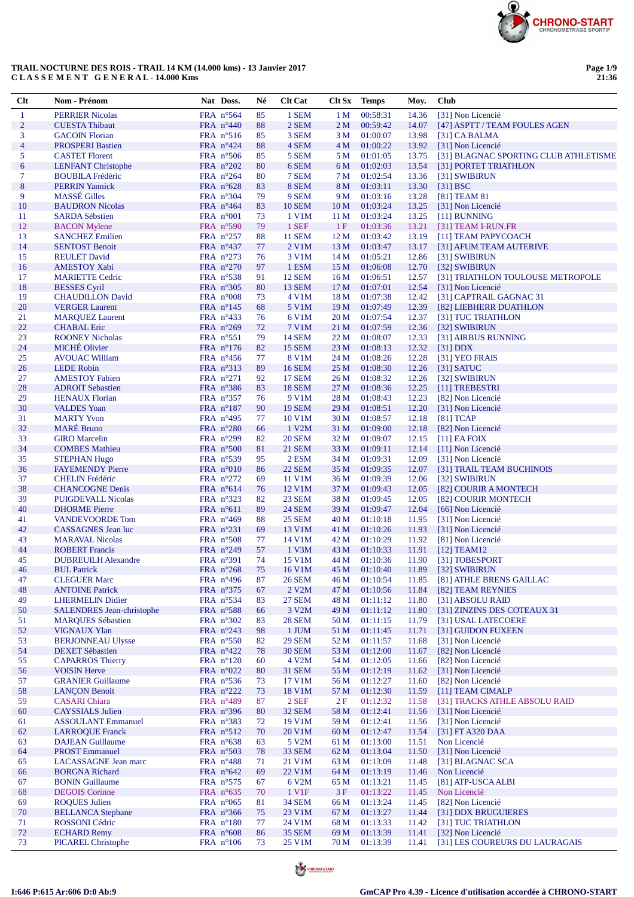**TRAIL NOCTURNE DES ROIS - TRAIL 14 KM (14.000 kms) - 13 Janvier 2017**
**CLASSEMENT GENERAL - 14.000 Kms**

| Clt | Nom - Prénom | Nat | Doss. | Né | Clt Cat | Clt Sx | Temps | Moy. | Club |
|---|---|---|---|---|---|---|---|---|---|
| 1 | PERRIER Nicolas | FRA | n°564 | 85 | 1 SEM | 1 M | 00:58:31 | 14.36 | [31] Non Licencié |
| 2 | CUESTA Thibaut | FRA | n°440 | 88 | 2 SEM | 2 M | 00:59:42 | 14.07 | [47] ASPTT / TEAM FOULES AGEN |
| 3 | GACOIN Florian | FRA | n°516 | 85 | 3 SEM | 3 M | 01:00:07 | 13.98 | [31] CA BALMA |
| 4 | PROSPERI Bastien | FRA | n°424 | 88 | 4 SEM | 4 M | 01:00:22 | 13.92 | [31] Non Licencié |
| 5 | CASTET Florent | FRA | n°506 | 85 | 5 SEM | 5 M | 01:01:05 | 13.75 | [31] BLAGNAC SPORTING CLUB ATHLETISME |
| 6 | LENFANT Christophe | FRA | n°202 | 80 | 6 SEM | 6 M | 01:02:03 | 13.54 | [31] PORTET TRIATHLON |
| 7 | BOUBILA Frédéric | FRA | n°264 | 80 | 7 SEM | 7 M | 01:02:54 | 13.36 | [31] SWIBIRUN |
| 8 | PERRIN Yannick | FRA | n°628 | 83 | 8 SEM | 8 M | 01:03:11 | 13.30 | [31] BSC |
| 9 | MASSÉ Gilles | FRA | n°304 | 79 | 9 SEM | 9 M | 01:03:16 | 13.28 | [81] TEAM 81 |
| 10 | BAUDRON Nicolas | FRA | n°464 | 83 | 10 SEM | 10 M | 01:03:24 | 13.25 | [31] Non Licencié |
| 11 | SARDA Sébstien | FRA | n°001 | 73 | 1 V1M | 11 M | 01:03:24 | 13.25 | [11] RUNNING |
| 12 | BACON Mylene | FRA | n°590 | 79 | 1 SEF | 1 F | 01:03:36 | 13.21 | [31] TEAM I-RUN.FR |
| 13 | SANCHEZ Emilien | FRA | n°257 | 88 | 11 SEM | 12 M | 01:03:42 | 13.19 | [11] TEAM PAPYCOACH |
| 14 | SENTOST Benoit | FRA | n°437 | 77 | 2 V1M | 13 M | 01:03:47 | 13.17 | [31] AFUM TEAM AUTERIVE |
| 15 | REULET David | FRA | n°273 | 76 | 3 V1M | 14 M | 01:05:21 | 12.86 | [31] SWIBIRUN |
| 16 | AMESTOY Xabi | FRA | n°270 | 97 | 1 ESM | 15 M | 01:06:08 | 12.70 | [32] SWIBIRUN |
| 17 | MARIETTE Cedric | FRA | n°538 | 91 | 12 SEM | 16 M | 01:06:51 | 12.57 | [31] TRIATHLON TOULOUSE METROPOLE |
| 18 | BESSES Cyril | FRA | n°305 | 80 | 13 SEM | 17 M | 01:07:01 | 12.54 | [31] Non Licencié |
| 19 | CHAUDILLON David | FRA | n°008 | 73 | 4 V1M | 18 M | 01:07:38 | 12.42 | [31] CAPTRAIL GAGNAC 31 |
| 20 | VERGER Laurent | FRA | n°145 | 68 | 5 V1M | 19 M | 01:07:49 | 12.39 | [82] LIEBHERR DUATHLON |
| 21 | MARQUEZ Laurent | FRA | n°433 | 76 | 6 V1M | 20 M | 01:07:54 | 12.37 | [31] TUC TRIATHLON |
| 22 | CHABAL Eric | FRA | n°269 | 72 | 7 V1M | 21 M | 01:07:59 | 12.36 | [32] SWIBIRUN |
| 23 | ROONEY Nicholas | FRA | n°551 | 79 | 14 SEM | 22 M | 01:08:07 | 12.33 | [31] AIRBUS RUNNING |
| 24 | MICHÉ Olivier | FRA | n°176 | 82 | 15 SEM | 23 M | 01:08:13 | 12.32 | [31] DDX |
| 25 | AVOUAC William | FRA | n°456 | 77 | 8 V1M | 24 M | 01:08:26 | 12.28 | [31] YEO FRAIS |
| 26 | LEDE Robin | FRA | n°313 | 89 | 16 SEM | 25 M | 01:08:30 | 12.26 | [31] SATUC |
| 27 | AMESTOY Fabien | FRA | n°271 | 92 | 17 SEM | 26 M | 01:08:32 | 12.26 | [32] SWIBIRUN |
| 28 | ADROIT Sebastien | FRA | n°386 | 83 | 18 SEM | 27 M | 01:08:36 | 12.25 | [11] TREBESTRI |
| 29 | HENAUX Florian | FRA | n°357 | 76 | 9 V1M | 28 M | 01:08:43 | 12.23 | [82] Non Licencié |
| 30 | VALDES Yoan | FRA | n°187 | 90 | 19 SEM | 29 M | 01:08:51 | 12.20 | [31] Non Licencié |
| 31 | MARTY Yvon | FRA | n°495 | 77 | 10 V1M | 30 M | 01:08:57 | 12.18 | [81] TCAP |
| 32 | MARÉ Bruno | FRA | n°280 | 66 | 1 V2M | 31 M | 01:09:00 | 12.18 | [82] Non Licencié |
| 33 | GIRO Marcelin | FRA | n°299 | 82 | 20 SEM | 32 M | 01:09:07 | 12.15 | [11] EA FOIX |
| 34 | COMBES Mathieu | FRA | n°500 | 81 | 21 SEM | 33 M | 01:09:11 | 12.14 | [11] Non Licencié |
| 35 | STEPHAN Hugo | FRA | n°539 | 95 | 2 ESM | 34 M | 01:09:31 | 12.09 | [31] Non Licencié |
| 36 | FAYEMENDY Pierre | FRA | n°010 | 86 | 22 SEM | 35 M | 01:09:35 | 12.07 | [31] TRAIL TEAM BUCHINOIS |
| 37 | CHELIN Frédéric | FRA | n°272 | 69 | 11 V1M | 36 M | 01:09:39 | 12.06 | [32] SWIBIRUN |
| 38 | CHANCOGNE Denis | FRA | n°614 | 76 | 12 V1M | 37 M | 01:09:43 | 12.05 | [82] COURIR A MONTECH |
| 39 | PUIGDEVALL Nicolas | FRA | n°323 | 82 | 23 SEM | 38 M | 01:09:45 | 12.05 | [82] COURIR MONTECH |
| 40 | DHORME Pierre | FRA | n°611 | 89 | 24 SEM | 39 M | 01:09:47 | 12.04 | [66] Non Licencié |
| 41 | VANDEVOORDE Tom | FRA | n°469 | 88 | 25 SEM | 40 M | 01:10:18 | 11.95 | [31] Non Licencié |
| 42 | CASSAGNES Jean luc | FRA | n°231 | 69 | 13 V1M | 41 M | 01:10:26 | 11.93 | [31] Non Licencié |
| 43 | MARAVAL Nicolas | FRA | n°508 | 77 | 14 V1M | 42 M | 01:10:29 | 11.92 | [81] Non Licencié |
| 44 | ROBERT Francis | FRA | n°249 | 57 | 1 V3M | 43 M | 01:10:33 | 11.91 | [12] TEAM12 |
| 45 | DUBREUILH Alexandre | FRA | n°391 | 74 | 15 V1M | 44 M | 01:10:36 | 11.90 | [31] TOBESPORT |
| 46 | BUL Patrick | FRA | n°268 | 75 | 16 V1M | 45 M | 01:10:40 | 11.89 | [32] SWIBIRUN |
| 47 | CLEGUER Marc | FRA | n°496 | 87 | 26 SEM | 46 M | 01:10:54 | 11.85 | [81] ATHLE BRENS GAILLAC |
| 48 | ANTOINE Patrick | FRA | n°375 | 67 | 2 V2M | 47 M | 01:10:56 | 11.84 | [82] TEAM REYNIES |
| 49 | LHERMELIN Didier | FRA | n°534 | 83 | 27 SEM | 48 M | 01:11:12 | 11.80 | [31] ABSOLU RAID |
| 50 | SALENDRES Jean-christophe | FRA | n°588 | 66 | 3 V2M | 49 M | 01:11:12 | 11.80 | [31] ZINZINS DES COTEAUX 31 |
| 51 | MARQUES Sébastien | FRA | n°302 | 83 | 28 SEM | 50 M | 01:11:15 | 11.79 | [31] USAL LATECOERE |
| 52 | VIGNAUX Ylan | FRA | n°243 | 98 | 1 JUM | 51 M | 01:11:45 | 11.71 | [31] GUIDON FUXEEN |
| 53 | BERJONNEAU Ulysse | FRA | n°550 | 82 | 29 SEM | 52 M | 01:11:57 | 11.68 | [31] Non Licencié |
| 54 | DEXET Sébastien | FRA | n°422 | 78 | 30 SEM | 53 M | 01:12:00 | 11.67 | [82] Non Licencié |
| 55 | CAPARROS Thierry | FRA | n°120 | 60 | 4 V2M | 54 M | 01:12:05 | 11.66 | [82] Non Licencié |
| 56 | VOISIN Herve | FRA | n°022 | 80 | 31 SEM | 55 M | 01:12:19 | 11.62 | [31] Non Licencié |
| 57 | GRANIER Guillaume | FRA | n°536 | 73 | 17 V1M | 56 M | 01:12:27 | 11.60 | [82] Non Licencié |
| 58 | LANÇON Benoit | FRA | n°222 | 73 | 18 V1M | 57 M | 01:12:30 | 11.59 | [11] TEAM CIMALP |
| 59 | CASARI Chiara | FRA | n°489 | 87 | 2 SEF | 2 F | 01:12:32 | 11.58 | [31] TRACKS ATHLE ABSOLU RAID |
| 60 | CAYSSIALS Julien | FRA | n°396 | 80 | 32 SEM | 58 M | 01:12:41 | 11.56 | [31] Non Licencié |
| 61 | ASSOULANT Emmanuel | FRA | n°383 | 72 | 19 V1M | 59 M | 01:12:41 | 11.56 | [31] Non Licencié |
| 62 | LARROQUE Franck | FRA | n°512 | 70 | 20 V1M | 60 M | 01:12:47 | 11.54 | [31] FT A320 DAA |
| 63 | DAJEAN Guillaume | FRA | n°638 | 63 | 5 V2M | 61 M | 01:13:00 | 11.51 | Non Licencié |
| 64 | PROST Emmanuel | FRA | n°503 | 78 | 33 SEM | 62 M | 01:13:04 | 11.50 | [31] Non Licencié |
| 65 | LACASSAGNE Jean marc | FRA | n°488 | 71 | 21 V1M | 63 M | 01:13:09 | 11.48 | [31] BLAGNAC SCA |
| 66 | BORGNA Richard | FRA | n°642 | 69 | 22 V1M | 64 M | 01:13:19 | 11.46 | Non Licencié |
| 67 | BONIN Guillaume | FRA | n°575 | 67 | 6 V2M | 65 M | 01:13:21 | 11.45 | [81] ATP-USCA ALBI |
| 68 | DEGOIS Corinne | FRA | n°635 | 70 | 1 V1F | 3 F | 01:13:22 | 11.45 | Non Licencié |
| 69 | ROQUES Julien | FRA | n°065 | 81 | 34 SEM | 66 M | 01:13:24 | 11.45 | [82] Non Licencié |
| 70 | BELLANCA Stephane | FRA | n°366 | 75 | 23 V1M | 67 M | 01:13:27 | 11.44 | [31] DDX BRUGUIERES |
| 71 | ROSSONI Cédric | FRA | n°180 | 77 | 24 V1M | 68 M | 01:13:33 | 11.42 | [31] TUC TRIATHLON |
| 72 | ECHARD Remy | FRA | n°608 | 86 | 35 SEM | 69 M | 01:13:39 | 11.41 | [32] Non Licencié |
| 73 | PICAREL Christophe | FRA | n°106 | 73 | 25 V1M | 70 M | 01:13:39 | 11.41 | [31] LES COUREURS DU LAURAGAIS |

I:646 P:615 Ar:606 D:0 Ab:9

GmCAP Pro 4.39 - Licence d'utilisation accordée à CHRONO-START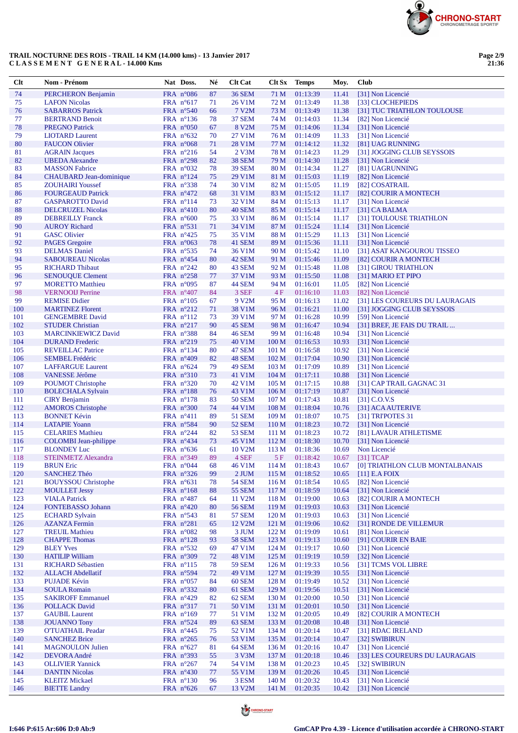TRAIL NOCTURNE DES ROIS - TRAIL 14 KM (14.000 kms) - 13 Janvier 2017
C L A S S E M E N T   G E N E R A L - 14.000 Kms

| Clt | Nom - Prénom | Nat | Doss. | Né | Clt Cat | Clt Sx | Temps | Moy. | Club |
|---|---|---|---|---|---|---|---|---|---|
| 74 | PERCHERON Benjamin | FRA | n°086 | 87 | 36 SEM | 71 M | 01:13:39 | 11.41 | [31] Non Licencié |
| 75 | LAFON Nicolas | FRA | n°617 | 71 | 26 V1M | 72 M | 01:13:49 | 11.38 | [33] CLOCHEPIEDS |
| 76 | SABARROS Patrick | FRA | n°540 | 66 | 7 V2M | 73 M | 01:13:49 | 11.38 | [31] TUC TRIATHLON TOULOUSE |
| 77 | BERTRAND Benoit | FRA | n°136 | 78 | 37 SEM | 74 M | 01:14:03 | 11.34 | [82] Non Licencié |
| 78 | PREGNO Patrick | FRA | n°050 | 67 | 8 V2M | 75 M | 01:14:06 | 11.34 | [31] Non Licencié |
| 79 | LIOTARD Laurent | FRA | n°632 | 70 | 27 V1M | 76 M | 01:14:09 | 11.33 | [31] Non Licencié |
| 80 | FAUCON Olivier | FRA | n°068 | 71 | 28 V1M | 77 M | 01:14:12 | 11.32 | [81] UAG RUNNING |
| 81 | AGRAIN Jacques | FRA | n°216 | 54 | 2 V3M | 78 M | 01:14:23 | 11.29 | [31] JOGGING CLUB SEYSSOIS |
| 82 | UBEDA Alexandre | FRA | n°298 | 82 | 38 SEM | 79 M | 01:14:30 | 11.28 | [31] Non Licencié |
| 83 | MASSON Fabrice | FRA | n°032 | 78 | 39 SEM | 80 M | 01:14:34 | 11.27 | [81] UAGRUNNING |
| 84 | CHAUBARD Jean-dominique | FRA | n°124 | 75 | 29 V1M | 81 M | 01:15:03 | 11.19 | [82] Non Licencié |
| 85 | ZOUHAIRI Youssef | FRA | n°338 | 74 | 30 V1M | 82 M | 01:15:05 | 11.19 | [82] COSATRAIL |
| 86 | FOURGEAUD Patrick | FRA | n°472 | 68 | 31 V1M | 83 M | 01:15:12 | 11.17 | [82] COURIR A MONTECH |
| 87 | GASPAROTTO David | FRA | n°114 | 73 | 32 V1M | 84 M | 01:15:13 | 11.17 | [31] Non Licencié |
| 88 | DELCRUZEL Nicolas | FRA | n°410 | 80 | 40 SEM | 85 M | 01:15:14 | 11.17 | [31] CA BALMA |
| 89 | DEBREILLY Franck | FRA | n°600 | 75 | 33 V1M | 86 M | 01:15:14 | 11.17 | [31] TOULOUSE TRIATHLON |
| 90 | AUROY Richard | FRA | n°531 | 71 | 34 V1M | 87 M | 01:15:24 | 11.14 | [31] Non Licencié |
| 91 | GASC Olivier | FRA | n°425 | 75 | 35 V1M | 88 M | 01:15:29 | 11.13 | [31] Non Licencié |
| 92 | PAGES Gregoire | FRA | n°063 | 78 | 41 SEM | 89 M | 01:15:36 | 11.11 | [31] Non Licencié |
| 93 | DELMAS Daniel | FRA | n°535 | 74 | 36 V1M | 90 M | 01:15:42 | 11.10 | [31] ASAT KANGOUROU TISSEO |
| 94 | SABOUREAU Nicolas | FRA | n°454 | 80 | 42 SEM | 91 M | 01:15:46 | 11.09 | [82] COURIR A MONTECH |
| 95 | RICHARD Thibaut | FRA | n°242 | 80 | 43 SEM | 92 M | 01:15:48 | 11.08 | [31] GIROU TRIATHLON |
| 96 | SENOUQUE Clement | FRA | n°258 | 77 | 37 V1M | 93 M | 01:15:50 | 11.08 | [31] MARIO ET PIPO |
| 97 | MORETTO Matthieu | FRA | n°095 | 87 | 44 SEM | 94 M | 01:16:01 | 11.05 | [82] Non Licencié |
| 98 | VERNOOIJ Perrine | FRA | n°407 | 84 | 3 SEF | 4 F | 01:16:10 | 11.03 | [82] Non Licencié |
| 99 | REMISE Didier | FRA | n°105 | 67 | 9 V2M | 95 M | 01:16:13 | 11.02 | [31] LES COUREURS DU LAURAGAIS |
| 100 | MARTINEZ Florent | FRA | n°212 | 71 | 38 V1M | 96 M | 01:16:21 | 11.00 | [31] JOGGING CLUB SEYSSOIS |
| 101 | GENGEMBRE David | FRA | n°112 | 73 | 39 V1M | 97 M | 01:16:28 | 10.99 | [59] Non Licencié |
| 102 | STUDER Christian | FRA | n°217 | 90 | 45 SEM | 98 M | 01:16:47 | 10.94 | [31] BREF, JE FAIS DU TRAIL ... |
| 103 | MARCINKIEWICZ David | FRA | n°388 | 84 | 46 SEM | 99 M | 01:16:48 | 10.94 | [31] Non Licencié |
| 104 | DURAND Frederic | FRA | n°219 | 75 | 40 V1M | 100 M | 01:16:53 | 10.93 | [31] Non Licencié |
| 105 | REVEILLAC Patrice | FRA | n°134 | 80 | 47 SEM | 101 M | 01:16:58 | 10.92 | [31] Non Licencié |
| 106 | SEMBEL Frédéric | FRA | n°409 | 82 | 48 SEM | 102 M | 01:17:04 | 10.90 | [31] Non Licencié |
| 107 | LAFFARGUE Laurent | FRA | n°624 | 79 | 49 SEM | 103 M | 01:17:09 | 10.89 | [31] Non Licencié |
| 108 | VANESSE Jérôme | FRA | n°310 | 73 | 41 V1M | 104 M | 01:17:11 | 10.88 | [31] Non Licencié |
| 109 | POUMOT Christophe | FRA | n°320 | 70 | 42 V1M | 105 M | 01:17:15 | 10.88 | [31] CAP TRAIL GAGNAC 31 |
| 110 | BOLECHALA Sylvain | FRA | n°188 | 76 | 43 V1M | 106 M | 01:17:19 | 10.87 | [31] Non Licencié |
| 111 | CIRY Benjamin | FRA | n°178 | 83 | 50 SEM | 107 M | 01:17:43 | 10.81 | [31] C.O.V.S |
| 112 | AMOROS Christophe | FRA | n°300 | 74 | 44 V1M | 108 M | 01:18:04 | 10.76 | [31] ACA AUTERIVE |
| 113 | BONNET Kévin | FRA | n°411 | 89 | 51 SEM | 109 M | 01:18:07 | 10.75 | [31] TRI'POTES 31 |
| 114 | LATAPIE Yoann | FRA | n°584 | 90 | 52 SEM | 110 M | 01:18:23 | 10.72 | [31] Non Licencié |
| 115 | CELARIES Mathieu | FRA | n°244 | 82 | 53 SEM | 111 M | 01:18:23 | 10.72 | [81] LAVAUR ATHLETISME |
| 116 | COLOMBI Jean-philippe | FRA | n°434 | 73 | 45 V1M | 112 M | 01:18:30 | 10.70 | [31] Non Licencié |
| 117 | BLONDEY Luc | FRA | n°636 | 61 | 10 V2M | 113 M | 01:18:36 | 10.69 | Non Licencié |
| 118 | STEINMETZ Alexandra | FRA | n°349 | 89 | 4 SEF | 5 F | 01:18:42 | 10.67 | [31] TCAP |
| 119 | BRUN Eric | FRA | n°044 | 68 | 46 V1M | 114 M | 01:18:43 | 10.67 | [0] TRIATHLON CLUB MONTALBANAIS |
| 120 | SANCHEZ Théo | FRA | n°326 | 99 | 2 JUM | 115 M | 01:18:52 | 10.65 | [11] E.A FOIX |
| 121 | BOUYSSOU Christophe | FRA | n°631 | 78 | 54 SEM | 116 M | 01:18:54 | 10.65 | [82] Non Licencié |
| 122 | MOULLET Jessy | FRA | n°168 | 88 | 55 SEM | 117 M | 01:18:59 | 10.64 | [31] Non Licencié |
| 123 | VIALA Patrick | FRA | n°487 | 64 | 11 V2M | 118 M | 01:19:00 | 10.63 | [82] COURIR A MONTECH |
| 124 | FONTEBASSO Johann | FRA | n°420 | 80 | 56 SEM | 119 M | 01:19:03 | 10.63 | [31] Non Licencié |
| 125 | ECHARD Sylvain | FRA | n°543 | 81 | 57 SEM | 120 M | 01:19:03 | 10.63 | [31] Non Licencié |
| 126 | AZANZA Fermin | FRA | n°281 | 65 | 12 V2M | 121 M | 01:19:06 | 10.62 | [31] RONDE DE VILLEMUR |
| 127 | TREUIL Mathieu | FRA | n°082 | 98 | 3 JUM | 122 M | 01:19:09 | 10.61 | [81] Non Licencié |
| 128 | CHAPPE Thomas | FRA | n°128 | 93 | 58 SEM | 123 M | 01:19:13 | 10.60 | [91] COURIR EN BAIE |
| 129 | BLEY Yves | FRA | n°532 | 69 | 47 V1M | 124 M | 01:19:17 | 10.60 | [31] Non Licencié |
| 130 | HATILIP William | FRA | n°309 | 72 | 48 V1M | 125 M | 01:19:19 | 10.59 | [32] Non Licencié |
| 131 | RICHARD Sébastien | FRA | n°115 | 78 | 59 SEM | 126 M | 01:19:33 | 10.56 | [31] TCMS VOL LIBRE |
| 132 | ALLACH Abdellatif | FRA | n°594 | 72 | 49 V1M | 127 M | 01:19:39 | 10.55 | [31] Non Licencié |
| 133 | PUJADE Kévin | FRA | n°057 | 84 | 60 SEM | 128 M | 01:19:49 | 10.52 | [31] Non Licencié |
| 134 | SOULA Romain | FRA | n°332 | 80 | 61 SEM | 129 M | 01:19:56 | 10.51 | [31] Non Licencié |
| 135 | SAKIROFF Emmanuel | FRA | n°429 | 82 | 62 SEM | 130 M | 01:20:00 | 10.50 | [31] Non Licencié |
| 136 | POLLACK David | FRA | n°317 | 71 | 50 V1M | 131 M | 01:20:01 | 10.50 | [31] Non Licencié |
| 137 | GAUBIL Laurent | FRA | n°169 | 77 | 51 V1M | 132 M | 01:20:05 | 10.49 | [82] COURIR A MONTECH |
| 138 | JOUANNO Tony | FRA | n°524 | 89 | 63 SEM | 133 M | 01:20:08 | 10.48 | [31] Non Licencié |
| 139 | O'TUATHAIL Peadar | FRA | n°445 | 75 | 52 V1M | 134 M | 01:20:14 | 10.47 | [31] RDAC IRELAND |
| 140 | SANCHEZ Brice | FRA | n°265 | 76 | 53 V1M | 135 M | 01:20:14 | 10.47 | [32] SWIBIRUN |
| 141 | MAGNOULON Julien | FRA | n°627 | 81 | 64 SEM | 136 M | 01:20:16 | 10.47 | [31] Non Licencié |
| 142 | DEVORA André | FRA | n°393 | 55 | 3 V3M | 137 M | 01:20:18 | 10.46 | [33] LES COUREURS DU LAURAGAIS |
| 143 | OLLIVIER Yannick | FRA | n°267 | 74 | 54 V1M | 138 M | 01:20:23 | 10.45 | [32] SWIBIRUN |
| 144 | DANTIN Nicolas | FRA | n°430 | 77 | 55 V1M | 139 M | 01:20:26 | 10.45 | [31] Non Licencié |
| 145 | KLEITZ Mickael | FRA | n°130 | 96 | 3 ESM | 140 M | 01:20:32 | 10.43 | [31] Non Licencié |
| 146 | BIETTE Landry | FRA | n°626 | 67 | 13 V2M | 141 M | 01:20:35 | 10.42 | [31] Non Licencié |

I:646 P:615 Ar:606 D:0 Ab:9

GmCAP Pro 4.39 - Licence d'utilisation accordée à CHRONO-START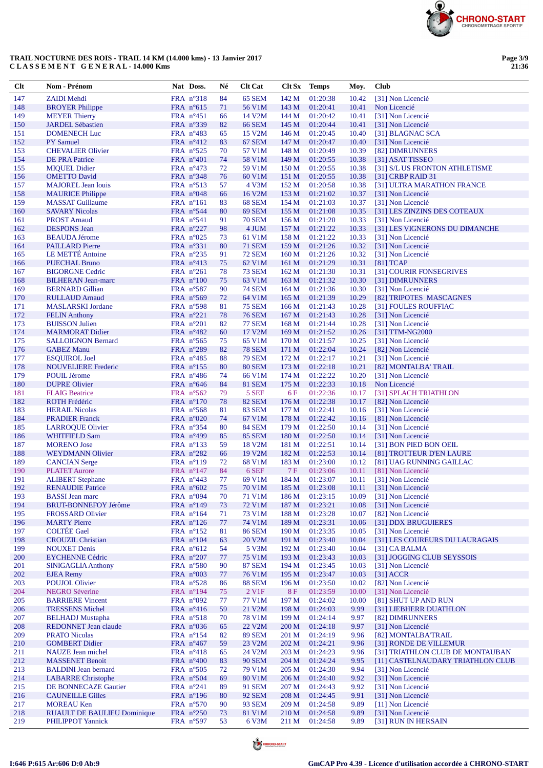**TRAIL NOCTURNE DES ROIS - TRAIL 14 KM (14.000 kms) - 13 Janvier 2017**
**C L A S S E M E N T G E N E R A L - 14.000 Kms**

| Clt | Nom - Prénom | Nat | Doss. | Né | Clt Cat | Clt Sx | Temps | Moy. | Club |
|---|---|---|---|---|---|---|---|---|---|
| 147 | ZAIDI Mehdi | FRA | n°318 | 84 | 65 SEM | 142 M | 01:20:38 | 10.42 | [31] Non Licencié |
| 148 | BROYER Philippe | FRA | n°615 | 71 | 56 V1M | 143 M | 01:20:41 | 10.41 | Non Licencié |
| 149 | MEYER Thierry | FRA | n°451 | 66 | 14 V2M | 144 M | 01:20:42 | 10.41 | [31] Non Licencié |
| 150 | JARDEL Sébastien | FRA | n°339 | 82 | 66 SEM | 145 M | 01:20:44 | 10.41 | [31] Non Licencié |
| 151 | DOMENECH Luc | FRA | n°483 | 65 | 15 V2M | 146 M | 01:20:45 | 10.40 | [31] BLAGNAC SCA |
| 152 | PY Samuel | FRA | n°412 | 83 | 67 SEM | 147 M | 01:20:47 | 10.40 | [31] Non Licencié |
| 153 | CHEVALIER Olivier | FRA | n°525 | 70 | 57 V1M | 148 M | 01:20:49 | 10.39 | [82] DIMRUNNERS |
| 154 | DE PRA Patrice | FRA | n°401 | 74 | 58 V1M | 149 M | 01:20:55 | 10.38 | [31] ASAT TISSEO |
| 155 | MIQUEL Didier | FRA | n°473 | 72 | 59 V1M | 150 M | 01:20:55 | 10.38 | [31] S/L US FRONTON ATHLETISME |
| 156 | OMETTO David | FRA | n°348 | 76 | 60 V1M | 151 M | 01:20:55 | 10.38 | [31] CRBP RAID 31 |
| 157 | MAJOREL Jean louis | FRA | n°513 | 57 | 4 V3M | 152 M | 01:20:58 | 10.38 | [31] ULTRA MARATHON FRANCE |
| 158 | MAURICE Philippe | FRA | n°048 | 66 | 16 V2M | 153 M | 01:21:02 | 10.37 | [31] Non Licencié |
| 159 | MASSAT Guillaume | FRA | n°161 | 83 | 68 SEM | 154 M | 01:21:03 | 10.37 | [31] Non Licencié |
| 160 | SAVARY Nicolas | FRA | n°544 | 80 | 69 SEM | 155 M | 01:21:08 | 10.35 | [31] LES ZINZINS DES COTEAUX |
| 161 | PROST Arnaud | FRA | n°541 | 91 | 70 SEM | 156 M | 01:21:20 | 10.33 | [31] Non Licencié |
| 162 | DESPONS Jean | FRA | n°227 | 98 | 4 JUM | 157 M | 01:21:22 | 10.33 | [31] LES VIGNERONS DU DIMANCHE |
| 163 | BEAUDA Jérome | FRA | n°025 | 73 | 61 V1M | 158 M | 01:21:22 | 10.33 | [31] Non Licencié |
| 164 | PAILLARD Pierre | FRA | n°331 | 80 | 71 SEM | 159 M | 01:21:26 | 10.32 | [31] Non Licencié |
| 165 | LE METTÉ Antoine | FRA | n°235 | 91 | 72 SEM | 160 M | 01:21:26 | 10.32 | [31] Non Licencié |
| 166 | PUECHAL Bruno | FRA | n°413 | 75 | 62 V1M | 161 M | 01:21:29 | 10.31 | [81] TCAP |
| 167 | BIGORGNE Cedric | FRA | n°261 | 78 | 73 SEM | 162 M | 01:21:30 | 10.31 | [31] COURIR FONSEGRIVES |
| 168 | BILHERAN Jean-marc | FRA | n°100 | 75 | 63 V1M | 163 M | 01:21:32 | 10.30 | [31] DIMRUNNERS |
| 169 | BERNARD Gillian | FRA | n°587 | 90 | 74 SEM | 164 M | 01:21:36 | 10.30 | [31] Non Licencié |
| 170 | RULLAUD Arnaud | FRA | n°569 | 72 | 64 V1M | 165 M | 01:21:39 | 10.29 | [82] TRIPOTES MASCAGNES |
| 171 | MASLARSKI Jordane | FRA | n°598 | 81 | 75 SEM | 166 M | 01:21:43 | 10.28 | [31] FOULES ROUFFIAC |
| 172 | FELIN Anthony | FRA | n°221 | 78 | 76 SEM | 167 M | 01:21:43 | 10.28 | [31] Non Licencié |
| 173 | BUISSON Julien | FRA | n°201 | 82 | 77 SEM | 168 M | 01:21:44 | 10.28 | [31] Non Licencié |
| 174 | MARMORAT Didier | FRA | n°482 | 60 | 17 V2M | 169 M | 01:21:52 | 10.26 | [31] TTM-NG2000 |
| 175 | SALLOIGNON Bernard | FRA | n°565 | 75 | 65 V1M | 170 M | 01:21:57 | 10.25 | [31] Non Licencié |
| 176 | GABEZ Manu | FRA | n°289 | 82 | 78 SEM | 171 M | 01:22:04 | 10.24 | [82] Non Licencié |
| 177 | ESQUIROL Joel | FRA | n°485 | 88 | 79 SEM | 172 M | 01:22:17 | 10.21 | [31] Non Licencié |
| 178 | NOUVELIERE Frederic | FRA | n°155 | 80 | 80 SEM | 173 M | 01:22:18 | 10.21 | [82] MONTALBA' TRAIL |
| 179 | POUIL Jérome | FRA | n°486 | 74 | 66 V1M | 174 M | 01:22:22 | 10.20 | [31] Non Licencié |
| 180 | DUPRE Olivier | FRA | n°646 | 84 | 81 SEM | 175 M | 01:22:33 | 10.18 | Non Licencié |
| 181 | FLAIG Beatrice | FRA | n°562 | 79 | 5 SEF | 6 F | 01:22:36 | 10.17 | [31] SPLACH TRIATHLON |
| 182 | ROTH Frédéric | FRA | n°170 | 78 | 82 SEM | 176 M | 01:22:38 | 10.17 | [82] Non Licencié |
| 183 | HERAIL Nicolas | FRA | n°568 | 81 | 83 SEM | 177 M | 01:22:41 | 10.16 | [31] Non Licencié |
| 184 | PRADIER Franck | FRA | n°020 | 74 | 67 V1M | 178 M | 01:22:42 | 10.16 | [81] Non Licencié |
| 185 | LARROQUE Olivier | FRA | n°354 | 80 | 84 SEM | 179 M | 01:22:50 | 10.14 | [31] Non Licencié |
| 186 | WHITFIELD Sam | FRA | n°499 | 85 | 85 SEM | 180 M | 01:22:50 | 10.14 | [31] Non Licencié |
| 187 | MORENO Jose | FRA | n°133 | 59 | 18 V2M | 181 M | 01:22:51 | 10.14 | [31] BON PIED BON OEIL |
| 188 | WEYDMANN Olivier | FRA | n°282 | 66 | 19 V2M | 182 M | 01:22:53 | 10.14 | [81] TROTTEUR D'EN LAURE |
| 189 | CANCIAN Serge | FRA | n°119 | 72 | 68 V1M | 183 M | 01:23:00 | 10.12 | [81] UAG RUNNING GAILLAC |
| 190 | PLATET Aurore | FRA | n°147 | 84 | 6 SEF | 7 F | 01:23:06 | 10.11 | [81] Non Licencié |
| 191 | ALIBERT Stephane | FRA | n°443 | 77 | 69 V1M | 184 M | 01:23:07 | 10.11 | [31] Non Licencié |
| 192 | RENAUDIE Patrice | FRA | n°602 | 75 | 70 V1M | 185 M | 01:23:08 | 10.11 | [31] Non Licencié |
| 193 | BASSI Jean marc | FRA | n°094 | 70 | 71 V1M | 186 M | 01:23:15 | 10.09 | [31] Non Licencié |
| 194 | BRUT-BONNEFOY Jérôme | FRA | n°149 | 73 | 72 V1M | 187 M | 01:23:21 | 10.08 | [31] Non Licencié |
| 195 | FROSSARD Olivier | FRA | n°164 | 71 | 73 V1M | 188 M | 01:23:28 | 10.07 | [82] Non Licencié |
| 196 | MARTY Pierre | FRA | n°126 | 77 | 74 V1M | 189 M | 01:23:31 | 10.06 | [31] DDX BRUGUIERES |
| 197 | COLTÉE Gael | FRA | n°152 | 81 | 86 SEM | 190 M | 01:23:35 | 10.05 | [31] Non Licencié |
| 198 | CROUZIL Christian | FRA | n°104 | 63 | 20 V2M | 191 M | 01:23:40 | 10.04 | [31] LES COUREURS DU LAURAGAIS |
| 199 | NOUXET Denis | FRA | n°612 | 54 | 5 V3M | 192 M | 01:23:40 | 10.04 | [31] CA BALMA |
| 200 | EYCHENNE Cédric | FRA | n°207 | 77 | 75 V1M | 193 M | 01:23:43 | 10.03 | [31] JOGGING CLUB SEYSSOIS |
| 201 | SINIGAGLIA Anthony | FRA | n°580 | 90 | 87 SEM | 194 M | 01:23:45 | 10.03 | [31] Non Licencié |
| 202 | EJEA Remy | FRA | n°003 | 77 | 76 V1M | 195 M | 01:23:47 | 10.03 | [31] ACCR |
| 203 | POUJOL Olivier | FRA | n°528 | 86 | 88 SEM | 196 M | 01:23:50 | 10.02 | [82] Non Licencié |
| 204 | NEGRO Séverine | FRA | n°194 | 75 | 2 V1F | 8 F | 01:23:59 | 10.00 | [31] Non Licencié |
| 205 | BARRIERE Vincent | FRA | n°092 | 77 | 77 V1M | 197 M | 01:24:02 | 10.00 | [81] SHUT UP AND RUN |
| 206 | TRESSENS Michel | FRA | n°416 | 59 | 21 V2M | 198 M | 01:24:03 | 9.99 | [31] LIEBHERR DUATHLON |
| 207 | BELHADJ Mustapha | FRA | n°518 | 70 | 78 V1M | 199 M | 01:24:14 | 9.97 | [82] DIMRUNNERS |
| 208 | REDONNET Jean claude | FRA | n°036 | 65 | 22 V2M | 200 M | 01:24:18 | 9.97 | [31] Non Licencié |
| 209 | PRATO Nicolas | FRA | n°154 | 82 | 89 SEM | 201 M | 01:24:19 | 9.96 | [82] MONTALBA'TRAIL |
| 210 | GOMBERT Didier | FRA | n°467 | 59 | 23 V2M | 202 M | 01:24:21 | 9.96 | [31] RONDE DE VILLEMUR |
| 211 | NAUZE Jean michel | FRA | n°418 | 65 | 24 V2M | 203 M | 01:24:23 | 9.96 | [31] TRIATHLON CLUB DE MONTAUBAN |
| 212 | MASSENET Benoit | FRA | n°400 | 83 | 90 SEM | 204 M | 01:24:24 | 9.95 | [11] CASTELNAUDARY TRIATHLON CLUB |
| 213 | BALDINI Jean bernard | FRA | n°505 | 72 | 79 V1M | 205 M | 01:24:30 | 9.94 | [31] Non Licencié |
| 214 | LABARRE Christophe | FRA | n°504 | 69 | 80 V1M | 206 M | 01:24:40 | 9.92 | [31] Non Licencié |
| 215 | DE BONNECAZE Gautier | FRA | n°241 | 89 | 91 SEM | 207 M | 01:24:43 | 9.92 | [31] Non Licencié |
| 216 | CAUNEILLE Gilles | FRA | n°196 | 80 | 92 SEM | 208 M | 01:24:45 | 9.91 | [31] Non Licencié |
| 217 | MOREAU Ken | FRA | n°570 | 90 | 93 SEM | 209 M | 01:24:58 | 9.89 | [11] Non Licencié |
| 218 | RUAULT DE BAULIEU Dominique | FRA | n°250 | 73 | 81 V1M | 210 M | 01:24:58 | 9.89 | [31] Non Licencié |
| 219 | PHILIPPOT Yannick | FRA | n°597 | 53 | 6 V3M | 211 M | 01:24:58 | 9.89 | [31] RUN IN HERSAIN |

I:646 P:615 Ar:606 D:0 Ab:9

GmCAP Pro 4.39 - Licence d'utilisation accordée à CHRONO-START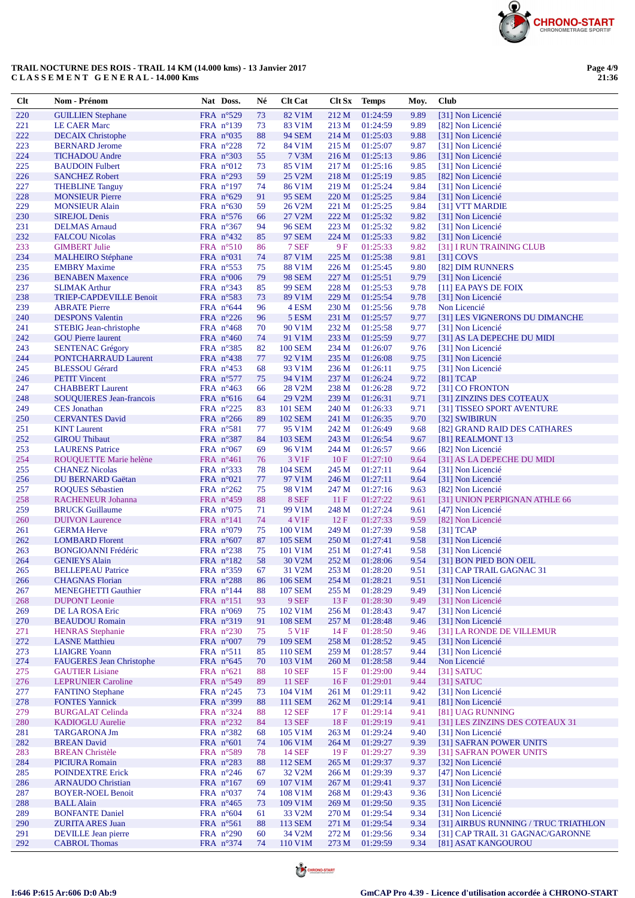**TRAIL NOCTURNE DES ROIS - TRAIL 14 KM (14.000 kms) - 13 Janvier 2017**
**C L A S S E M E N T  G E N E R A L - 14.000 Kms**

| Clt | Nom - Prénom | Nat | Doss. | Né | Clt Cat | Clt Sx | Temps | Moy. | Club |
|---|---|---|---|---|---|---|---|---|---|
| 220 | GUILLIEN Stephane | FRA | n°529 | 73 | 82 V1M | 212 M | 01:24:59 | 9.89 | [31] Non Licencié |
| 221 | LE CAER Marc | FRA | n°139 | 73 | 83 V1M | 213 M | 01:24:59 | 9.89 | [82] Non Licencié |
| 222 | DECAIX Christophe | FRA | n°035 | 88 | 94 SEM | 214 M | 01:25:03 | 9.88 | [31] Non Licencié |
| 223 | BERNARD Jerome | FRA | n°228 | 72 | 84 V1M | 215 M | 01:25:07 | 9.87 | [31] Non Licencié |
| 224 | TICHADOU Andre | FRA | n°303 | 55 | 7 V3M | 216 M | 01:25:13 | 9.86 | [31] Non Licencié |
| 225 | BAUDOIN Fulbert | FRA | n°012 | 73 | 85 V1M | 217 M | 01:25:16 | 9.85 | [31] Non Licencié |
| 226 | SANCHEZ Robert | FRA | n°293 | 59 | 25 V2M | 218 M | 01:25:19 | 9.85 | [82] Non Licencié |
| 227 | THEBLINE Tanguy | FRA | n°197 | 74 | 86 V1M | 219 M | 01:25:24 | 9.84 | [31] Non Licencié |
| 228 | MONSIEUR Pierre | FRA | n°629 | 91 | 95 SEM | 220 M | 01:25:25 | 9.84 | [31] Non Licencié |
| 229 | MONSIEUR Alain | FRA | n°630 | 59 | 26 V2M | 221 M | 01:25:25 | 9.84 | [31] VTT MARDIE |
| 230 | SIREJOL Denis | FRA | n°576 | 66 | 27 V2M | 222 M | 01:25:32 | 9.82 | [31] Non Licencié |
| 231 | DELMAS Arnaud | FRA | n°367 | 94 | 96 SEM | 223 M | 01:25:32 | 9.82 | [31] Non Licencié |
| 232 | FALCOU Nicolas | FRA | n°432 | 85 | 97 SEM | 224 M | 01:25:33 | 9.82 | [31] Non Licencié |
| 233 | GIMBERT Julie | FRA | n°510 | 86 | 7 SEF | 9 F | 01:25:33 | 9.82 | [31] I RUN TRAINING CLUB |
| 234 | MALHEIRO Stéphane | FRA | n°031 | 74 | 87 V1M | 225 M | 01:25:38 | 9.81 | [31] COVS |
| 235 | EMBRY Maxime | FRA | n°553 | 75 | 88 V1M | 226 M | 01:25:45 | 9.80 | [82] DIM RUNNERS |
| 236 | BENABEN Maxence | FRA | n°006 | 79 | 98 SEM | 227 M | 01:25:51 | 9.79 | [31] Non Licencié |
| 237 | SLIMAK Arthur | FRA | n°343 | 85 | 99 SEM | 228 M | 01:25:53 | 9.78 | [11] EA PAYS DE FOIX |
| 238 | TRIEP-CAPDEVILLE Benoit | FRA | n°583 | 73 | 89 V1M | 229 M | 01:25:54 | 9.78 | [31] Non Licencié |
| 239 | ABRATE Pierre | FRA | n°644 | 96 | 4 ESM | 230 M | 01:25:56 | 9.78 | Non Licencié |
| 240 | DESPONS Valentin | FRA | n°226 | 96 | 5 ESM | 231 M | 01:25:57 | 9.77 | [31] LES VIGNERONS DU DIMANCHE |
| 241 | STEBIG Jean-christophe | FRA | n°468 | 70 | 90 V1M | 232 M | 01:25:58 | 9.77 | [31] Non Licencié |
| 242 | GOU Pierre laurent | FRA | n°460 | 74 | 91 V1M | 233 M | 01:25:59 | 9.77 | [31] AS LA DEPECHE DU MIDI |
| 243 | SENTENAC Grégory | FRA | n°385 | 82 | 100 SEM | 234 M | 01:26:07 | 9.76 | [31] Non Licencié |
| 244 | PONTCHARRAUD Laurent | FRA | n°438 | 77 | 92 V1M | 235 M | 01:26:08 | 9.75 | [31] Non Licencié |
| 245 | BLESSOU Gérard | FRA | n°453 | 68 | 93 V1M | 236 M | 01:26:11 | 9.75 | [31] Non Licencié |
| 246 | PETIT Vincent | FRA | n°577 | 75 | 94 V1M | 237 M | 01:26:24 | 9.72 | [81] TCAP |
| 247 | CHABBERT Laurent | FRA | n°463 | 66 | 28 V2M | 238 M | 01:26:28 | 9.72 | [31] CO FRONTON |
| 248 | SOUQUIERES Jean-francois | FRA | n°616 | 64 | 29 V2M | 239 M | 01:26:31 | 9.71 | [31] ZINZINS DES COTEAUX |
| 249 | CES Jonathan | FRA | n°225 | 83 | 101 SEM | 240 M | 01:26:33 | 9.71 | [31] TISSEO SPORT AVENTURE |
| 250 | CERVANTES David | FRA | n°266 | 89 | 102 SEM | 241 M | 01:26:35 | 9.70 | [32] SWIBIRUN |
| 251 | KINT Laurent | FRA | n°581 | 77 | 95 V1M | 242 M | 01:26:49 | 9.68 | [82] GRAND RAID DES CATHARES |
| 252 | GIROU Thibaut | FRA | n°387 | 84 | 103 SEM | 243 M | 01:26:54 | 9.67 | [81] REALMONT 13 |
| 253 | LAURENS Patrice | FRA | n°067 | 69 | 96 V1M | 244 M | 01:26:57 | 9.66 | [82] Non Licencié |
| 254 | ROUQUETTE Marie helène | FRA | n°461 | 76 | 3 V1F | 10 F | 01:27:10 | 9.64 | [31] AS LA DEPECHE DU MIDI |
| 255 | CHANEZ Nicolas | FRA | n°333 | 78 | 104 SEM | 245 M | 01:27:11 | 9.64 | [31] Non Licencié |
| 256 | DU BERNARD Gaëtan | FRA | n°021 | 77 | 97 V1M | 246 M | 01:27:11 | 9.64 | [31] Non Licencié |
| 257 | ROQUES Sébastien | FRA | n°262 | 75 | 98 V1M | 247 M | 01:27:16 | 9.63 | [82] Non Licencié |
| 258 | RACHENEUR Johanna | FRA | n°459 | 88 | 8 SEF | 11 F | 01:27:22 | 9.61 | [31] UNION PERPIGNAN ATHLE 66 |
| 259 | BRUCK Guillaume | FRA | n°075 | 71 | 99 V1M | 248 M | 01:27:24 | 9.61 | [47] Non Licencié |
| 260 | DUIVON Laurence | FRA | n°141 | 74 | 4 V1F | 12 F | 01:27:33 | 9.59 | [82] Non Licencié |
| 261 | GERMA Herve | FRA | n°079 | 75 | 100 V1M | 249 M | 01:27:39 | 9.58 | [31] TCAP |
| 262 | LOMBARD Florent | FRA | n°607 | 87 | 105 SEM | 250 M | 01:27:41 | 9.58 | [31] Non Licencié |
| 263 | BONGIOANNI Frédéric | FRA | n°238 | 75 | 101 V1M | 251 M | 01:27:41 | 9.58 | [31] Non Licencié |
| 264 | GENIEYS Alain | FRA | n°182 | 58 | 30 V2M | 252 M | 01:28:06 | 9.54 | [31] BON PIED BON OEIL |
| 265 | BELLEPEAU Patrice | FRA | n°359 | 67 | 31 V2M | 253 M | 01:28:20 | 9.51 | [31] CAP TRAIL GAGNAC 31 |
| 266 | CHAGNAS Florian | FRA | n°288 | 86 | 106 SEM | 254 M | 01:28:21 | 9.51 | [31] Non Licencié |
| 267 | MENEGHETTI Gauthier | FRA | n°144 | 88 | 107 SEM | 255 M | 01:28:29 | 9.49 | [31] Non Licencié |
| 268 | DUPONT Leonie | FRA | n°151 | 93 | 9 SEF | 13 F | 01:28:30 | 9.49 | [31] Non Licencié |
| 269 | DE LA ROSA Eric | FRA | n°069 | 75 | 102 V1M | 256 M | 01:28:43 | 9.47 | [31] Non Licencié |
| 270 | BEAUDOU Romain | FRA | n°319 | 91 | 108 SEM | 257 M | 01:28:48 | 9.46 | [31] Non Licencié |
| 271 | HENRAS Stephanie | FRA | n°230 | 75 | 5 V1F | 14 F | 01:28:50 | 9.46 | [31] LA RONDE DE VILLEMUR |
| 272 | LASNE Matthieu | FRA | n°007 | 79 | 109 SEM | 258 M | 01:28:52 | 9.45 | [31] Non Licencié |
| 273 | LIAIGRE Yoann | FRA | n°511 | 85 | 110 SEM | 259 M | 01:28:57 | 9.44 | [31] Non Licencié |
| 274 | FAUGERES Jean Christophe | FRA | n°645 | 70 | 103 V1M | 260 M | 01:28:58 | 9.44 | Non Licencié |
| 275 | GAUTIER Lisiane | FRA | n°621 | 88 | 10 SEF | 15 F | 01:29:00 | 9.44 | [31] SATUC |
| 276 | LEPRUNIER Caroline | FRA | n°549 | 89 | 11 SEF | 16 F | 01:29:01 | 9.44 | [31] SATUC |
| 277 | FANTINO Stephane | FRA | n°245 | 73 | 104 V1M | 261 M | 01:29:11 | 9.42 | [31] Non Licencié |
| 278 | FONTES Yannick | FRA | n°399 | 88 | 111 SEM | 262 M | 01:29:14 | 9.41 | [81] Non Licencié |
| 279 | BURGALAT Celinda | FRA | n°324 | 88 | 12 SEF | 17 F | 01:29:14 | 9.41 | [81] UAG RUNNING |
| 280 | KADIOGLU Aurelie | FRA | n°232 | 84 | 13 SEF | 18 F | 01:29:19 | 9.41 | [31] LES ZINZINS DES COTEAUX 31 |
| 281 | TARGARONA Jm | FRA | n°382 | 68 | 105 V1M | 263 M | 01:29:24 | 9.40 | [31] Non Licencié |
| 282 | BREAN David | FRA | n°601 | 74 | 106 V1M | 264 M | 01:29:27 | 9.39 | [31] SAFRAN POWER UNITS |
| 283 | BREAN Christèle | FRA | n°589 | 78 | 14 SEF | 19 F | 01:29:27 | 9.39 | [31] SAFRAN POWER UNITS |
| 284 | PICIURA Romain | FRA | n°283 | 88 | 112 SEM | 265 M | 01:29:37 | 9.37 | [32] Non Licencié |
| 285 | POINDEXTRE Erick | FRA | n°246 | 67 | 32 V2M | 266 M | 01:29:39 | 9.37 | [47] Non Licencié |
| 286 | ARNAUDO Christian | FRA | n°167 | 69 | 107 V1M | 267 M | 01:29:41 | 9.37 | [31] Non Licencié |
| 287 | BOYER-NOEL Benoit | FRA | n°037 | 74 | 108 V1M | 268 M | 01:29:43 | 9.36 | [31] Non Licencié |
| 288 | BALL Alain | FRA | n°465 | 73 | 109 V1M | 269 M | 01:29:50 | 9.35 | [31] Non Licencié |
| 289 | BONFANTE Daniel | FRA | n°604 | 61 | 33 V2M | 270 M | 01:29:54 | 9.34 | [31] Non Licencié |
| 290 | ZURITA ARES Juan | FRA | n°561 | 88 | 113 SEM | 271 M | 01:29:54 | 9.34 | [31] AIRBUS RUNNING / TRUC TRIATHLON |
| 291 | DEVILLE Jean pierre | FRA | n°290 | 60 | 34 V2M | 272 M | 01:29:56 | 9.34 | [31] CAP TRAIL 31 GAGNAC/GARONNE |
| 292 | CABROL Thomas | FRA | n°374 | 74 | 110 V1M | 273 M | 01:29:59 | 9.34 | [81] ASAT KANGOUROU |

I:646 P:615 Ar:606 D:0 Ab:9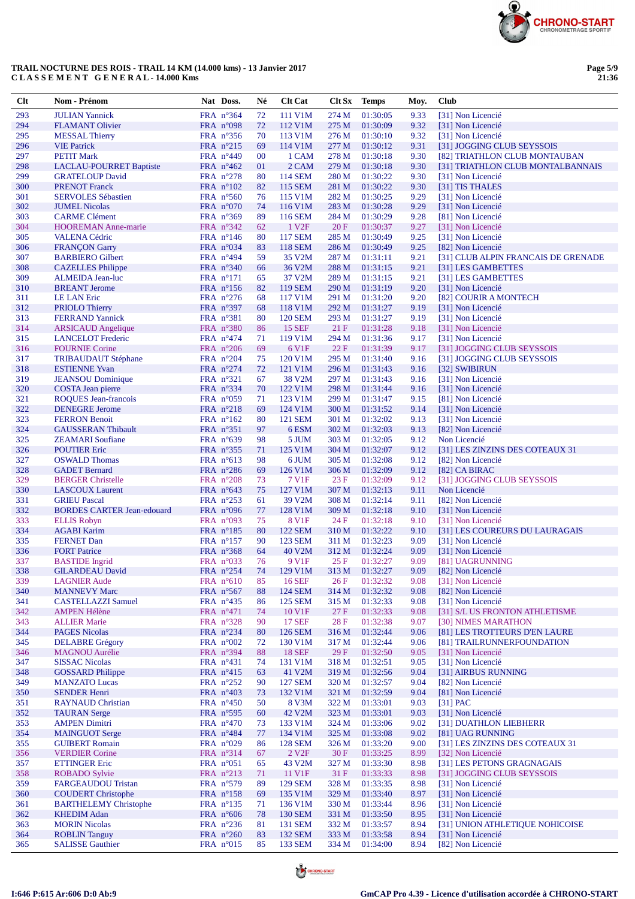**TRAIL NOCTURNE DES ROIS - TRAIL 14 KM (14.000 kms) - 13 Janvier 2017**
**C L A S S E M E N T   G E N E R A L - 14.000 Kms**

| Clt | Nom - Prénom | Nat | Doss. | Né | Clt Cat | Clt Sx | Temps | Moy. | Club |
|---|---|---|---|---|---|---|---|---|---|
| 293 | JULIAN Yannick | FRA | n°364 | 72 | 111 V1M | 274 M | 01:30:05 | 9.33 | [31] Non Licencié |
| 294 | FLAMANT Olivier | FRA | n°098 | 72 | 112 V1M | 275 M | 01:30:09 | 9.32 | [31] Non Licencié |
| 295 | MESSAL Thierry | FRA | n°356 | 70 | 113 V1M | 276 M | 01:30:10 | 9.32 | [31] Non Licencié |
| 296 | VIE Patrick | FRA | n°215 | 69 | 114 V1M | 277 M | 01:30:12 | 9.31 | [31] JOGGING CLUB SEYSSOIS |
| 297 | PETIT Mark | FRA | n°449 | 00 | 1 CAM | 278 M | 01:30:18 | 9.30 | [82] TRIATHLON CLUB MONTAUBAN |
| 298 | LACLAU-POURRET Baptiste | FRA | n°462 | 01 | 2 CAM | 279 M | 01:30:18 | 9.30 | [31] TRIATHLON CLUB MONTALBANNAIS |
| 299 | GRATELOUP David | FRA | n°278 | 80 | 114 SEM | 280 M | 01:30:22 | 9.30 | [31] Non Licencié |
| 300 | PRENOT Franck | FRA | n°102 | 82 | 115 SEM | 281 M | 01:30:22 | 9.30 | [31] TIS THALES |
| 301 | SERVOLES Sébastien | FRA | n°560 | 76 | 115 V1M | 282 M | 01:30:25 | 9.29 | [31] Non Licencié |
| 302 | JUMEL Nicolas | FRA | n°070 | 74 | 116 V1M | 283 M | 01:30:28 | 9.29 | [31] Non Licencié |
| 303 | CARME Clément | FRA | n°369 | 89 | 116 SEM | 284 M | 01:30:29 | 9.28 | [81] Non Licencié |
| 304 | HOOREMAN Anne-marie | FRA | n°342 | 62 | 1 V2F | 20 F | 01:30:37 | 9.27 | [31] Non Licencié |
| 305 | VALENA Cédric | FRA | n°146 | 80 | 117 SEM | 285 M | 01:30:49 | 9.25 | [31] Non Licencié |
| 306 | FRANÇON Garry | FRA | n°034 | 83 | 118 SEM | 286 M | 01:30:49 | 9.25 | [82] Non Licencié |
| 307 | BARBIERO Gilbert | FRA | n°494 | 59 | 35 V2M | 287 M | 01:31:11 | 9.21 | [31] CLUB ALPIN FRANCAIS DE GRENADE |
| 308 | CAZELLES Philippe | FRA | n°340 | 66 | 36 V2M | 288 M | 01:31:15 | 9.21 | [31] LES GAMBETTES |
| 309 | ALMEIDA Jean-luc | FRA | n°171 | 65 | 37 V2M | 289 M | 01:31:15 | 9.21 | [31] LES GAMBETTES |
| 310 | BREANT Jerome | FRA | n°156 | 82 | 119 SEM | 290 M | 01:31:19 | 9.20 | [31] Non Licencié |
| 311 | LE LAN Eric | FRA | n°276 | 68 | 117 V1M | 291 M | 01:31:20 | 9.20 | [82] COURIR A MONTECH |
| 312 | PRIOLO Thierry | FRA | n°397 | 68 | 118 V1M | 292 M | 01:31:27 | 9.19 | [31] Non Licencié |
| 313 | FERRAND Yannick | FRA | n°381 | 80 | 120 SEM | 293 M | 01:31:27 | 9.19 | [31] Non Licencié |
| 314 | ARSICAUD Angelique | FRA | n°380 | 86 | 15 SEF | 21 F | 01:31:28 | 9.18 | [31] Non Licencié |
| 315 | LANCELOT Frederic | FRA | n°474 | 71 | 119 V1M | 294 M | 01:31:36 | 9.17 | [31] Non Licencié |
| 316 | FOURNIE Corine | FRA | n°206 | 69 | 6 V1F | 22 F | 01:31:39 | 9.17 | [31] JOGGING CLUB SEYSSOIS |
| 317 | TRIBAUDAUT Stéphane | FRA | n°204 | 75 | 120 V1M | 295 M | 01:31:40 | 9.16 | [31] JOGGING CLUB SEYSSOIS |
| 318 | ESTIENNE Yvan | FRA | n°274 | 72 | 121 V1M | 296 M | 01:31:43 | 9.16 | [32] SWIBIRUN |
| 319 | JEANSOU Dominique | FRA | n°321 | 67 | 38 V2M | 297 M | 01:31:43 | 9.16 | [31] Non Licencié |
| 320 | COSTA Jean pierre | FRA | n°334 | 70 | 122 V1M | 298 M | 01:31:44 | 9.16 | [31] Non Licencié |
| 321 | ROQUES Jean-francois | FRA | n°059 | 71 | 123 V1M | 299 M | 01:31:47 | 9.15 | [81] Non Licencié |
| 322 | DENEGRE Jerome | FRA | n°218 | 69 | 124 V1M | 300 M | 01:31:52 | 9.14 | [31] Non Licencié |
| 323 | FERRON Benoit | FRA | n°162 | 80 | 121 SEM | 301 M | 01:32:02 | 9.13 | [31] Non Licencié |
| 324 | GAUSSERAN Thibault | FRA | n°351 | 97 | 6 ESM | 302 M | 01:32:03 | 9.13 | [82] Non Licencié |
| 325 | ZEAMARI Soufiane | FRA | n°639 | 98 | 5 JUM | 303 M | 01:32:05 | 9.12 | Non Licencié |
| 326 | POUTIER Eric | FRA | n°355 | 71 | 125 V1M | 304 M | 01:32:07 | 9.12 | [31] LES ZINZINS DES COTEAUX 31 |
| 327 | OSWALD Thomas | FRA | n°613 | 98 | 6 JUM | 305 M | 01:32:08 | 9.12 | [82] Non Licencié |
| 328 | GADET Bernard | FRA | n°286 | 69 | 126 V1M | 306 M | 01:32:09 | 9.12 | [82] CA BIRAC |
| 329 | BERGER Christelle | FRA | n°208 | 73 | 7 V1F | 23 F | 01:32:09 | 9.12 | [31] JOGGING CLUB SEYSSOIS |
| 330 | LASCOUX Laurent | FRA | n°643 | 75 | 127 V1M | 307 M | 01:32:13 | 9.11 | Non Licencié |
| 331 | GRIEU Pascal | FRA | n°253 | 61 | 39 V2M | 308 M | 01:32:14 | 9.11 | [82] Non Licencié |
| 332 | BORDES CARTER Jean-edouard | FRA | n°096 | 77 | 128 V1M | 309 M | 01:32:18 | 9.10 | [31] Non Licencié |
| 333 | ELLIS Robyn | FRA | n°093 | 75 | 8 V1F | 24 F | 01:32:18 | 9.10 | [31] Non Licencié |
| 334 | AGABI Karim | FRA | n°185 | 80 | 122 SEM | 310 M | 01:32:22 | 9.10 | [31] LES COUREURS DU LAURAGAIS |
| 335 | FERNET Dan | FRA | n°157 | 90 | 123 SEM | 311 M | 01:32:23 | 9.09 | [31] Non Licencié |
| 336 | FORT Patrice | FRA | n°368 | 64 | 40 V2M | 312 M | 01:32:24 | 9.09 | [31] Non Licencié |
| 337 | BASTIDE Ingrid | FRA | n°033 | 76 | 9 V1F | 25 F | 01:32:27 | 9.09 | [81] UAGRUNNING |
| 338 | GILARDEAU David | FRA | n°254 | 74 | 129 V1M | 313 M | 01:32:27 | 9.09 | [82] Non Licencié |
| 339 | LAGNIER Aude | FRA | n°610 | 85 | 16 SEF | 26 F | 01:32:32 | 9.08 | [31] Non Licencié |
| 340 | MANNEVY Marc | FRA | n°567 | 88 | 124 SEM | 314 M | 01:32:32 | 9.08 | [82] Non Licencié |
| 341 | CASTELLAZZI Samuel | FRA | n°435 | 86 | 125 SEM | 315 M | 01:32:33 | 9.08 | [31] Non Licencié |
| 342 | AMPEN Hélène | FRA | n°471 | 74 | 10 V1F | 27 F | 01:32:33 | 9.08 | [31] S/L US FRONTON ATHLETISME |
| 343 | ALLIER Marie | FRA | n°328 | 90 | 17 SEF | 28 F | 01:32:38 | 9.07 | [30] NIMES MARATHON |
| 344 | PAGES Nicolas | FRA | n°234 | 80 | 126 SEM | 316 M | 01:32:44 | 9.06 | [81] LES TROTTEURS D'EN LAURE |
| 345 | DELABRE Grégory | FRA | n°002 | 72 | 130 V1M | 317 M | 01:32:44 | 9.06 | [81] TRAILRUNNERFOUNDATION |
| 346 | MAGNOU Aurélie | FRA | n°394 | 88 | 18 SEF | 29 F | 01:32:50 | 9.05 | [31] Non Licencié |
| 347 | SISSAC Nicolas | FRA | n°431 | 74 | 131 V1M | 318 M | 01:32:51 | 9.05 | [31] Non Licencié |
| 348 | GOSSARD Philippe | FRA | n°415 | 63 | 41 V2M | 319 M | 01:32:56 | 9.04 | [31] AIRBUS RUNNING |
| 349 | MANZATO Lucas | FRA | n°252 | 90 | 127 SEM | 320 M | 01:32:57 | 9.04 | [82] Non Licencié |
| 350 | SENDER Henri | FRA | n°403 | 73 | 132 V1M | 321 M | 01:32:59 | 9.04 | [81] Non Licencié |
| 351 | RAYNAUD Christian | FRA | n°450 | 50 | 8 V3M | 322 M | 01:33:01 | 9.03 | [31] PAC |
| 352 | TAURAN Serge | FRA | n°595 | 60 | 42 V2M | 323 M | 01:33:01 | 9.03 | [31] Non Licencié |
| 353 | AMPEN Dimitri | FRA | n°470 | 73 | 133 V1M | 324 M | 01:33:06 | 9.02 | [31] DUATHLON LIEBHERR |
| 354 | MAINGUOT Serge | FRA | n°484 | 77 | 134 V1M | 325 M | 01:33:08 | 9.02 | [81] UAG RUNNING |
| 355 | GUIBERT Romain | FRA | n°029 | 86 | 128 SEM | 326 M | 01:33:20 | 9.00 | [31] LES ZINZINS DES COTEAUX 31 |
| 356 | VERDIER Corine | FRA | n°314 | 67 | 2 V2F | 30 F | 01:33:25 | 8.99 | [32] Non Licencié |
| 357 | ETTINGER Eric | FRA | n°051 | 65 | 43 V2M | 327 M | 01:33:30 | 8.98 | [31] LES PETONS GRAGNAGAIS |
| 358 | ROBADO Sylvie | FRA | n°213 | 71 | 11 V1F | 31 F | 01:33:33 | 8.98 | [31] JOGGING CLUB SEYSSOIS |
| 359 | FARGEAUDOU Tristan | FRA | n°579 | 89 | 129 SEM | 328 M | 01:33:35 | 8.98 | [31] Non Licencié |
| 360 | COUDERT Christophe | FRA | n°158 | 69 | 135 V1M | 329 M | 01:33:40 | 8.97 | [31] Non Licencié |
| 361 | BARTHELEMY Christophe | FRA | n°135 | 71 | 136 V1M | 330 M | 01:33:44 | 8.96 | [31] Non Licencié |
| 362 | KHEDIM Adan | FRA | n°606 | 78 | 130 SEM | 331 M | 01:33:50 | 8.95 | [31] Non Licencié |
| 363 | MORIN Nicolas | FRA | n°236 | 81 | 131 SEM | 332 M | 01:33:57 | 8.94 | [31] UNION ATHLETIQUE NOHICOISE |
| 364 | ROBLIN Tanguy | FRA | n°260 | 83 | 132 SEM | 333 M | 01:33:58 | 8.94 | [31] Non Licencié |
| 365 | SALISSE Gauthier | FRA | n°015 | 85 | 133 SEM | 334 M | 01:34:00 | 8.94 | [82] Non Licencié |

I:646 P:615 Ar:606 D:0 Ab:9

GmCAP Pro 4.39 - Licence d'utilisation accordée à CHRONO-START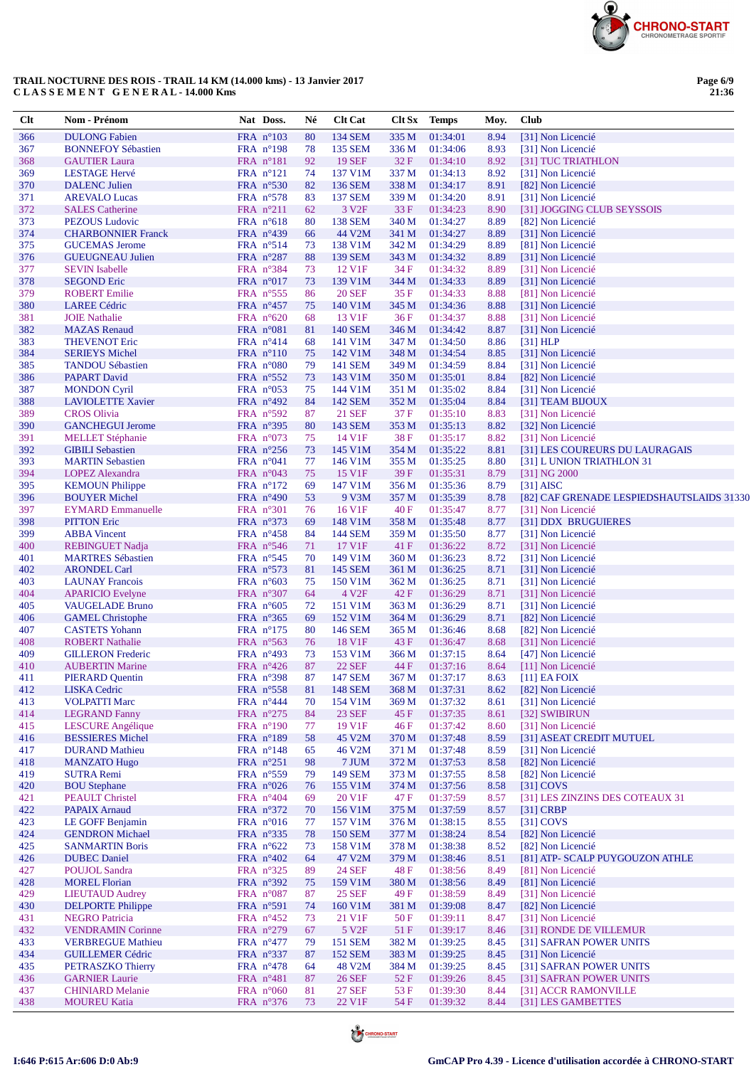**TRAIL NOCTURNE DES ROIS - TRAIL 14 KM (14.000 kms) - 13 Janvier 2017**
**C L A S S E M E N T G E N E R A L - 14.000 Kms**

| Clt | Nom - Prénom | Nat | Doss. | Né | Clt Cat | Clt Sx | Temps | Moy. | Club |
|---|---|---|---|---|---|---|---|---|---|
| 366 | DULONG Fabien | FRA | n°103 | 80 | 134 SEM | 335 M | 01:34:01 | 8.94 | [31] Non Licencié |
| 367 | BONNEFOY Sébastien | FRA | n°198 | 78 | 135 SEM | 336 M | 01:34:06 | 8.93 | [31] Non Licencié |
| 368 | GAUTIER Laura | FRA | n°181 | 92 | 19 SEF | 32 F | 01:34:10 | 8.92 | [31] TUC TRIATHLON |
| 369 | LESTAGE Hervé | FRA | n°121 | 74 | 137 V1M | 337 M | 01:34:13 | 8.92 | [31] Non Licencié |
| 370 | DALENC Julien | FRA | n°530 | 82 | 136 SEM | 338 M | 01:34:17 | 8.91 | [82] Non Licencié |
| 371 | AREVALO Lucas | FRA | n°578 | 83 | 137 SEM | 339 M | 01:34:20 | 8.91 | [31] Non Licencié |
| 372 | SALES Catherine | FRA | n°211 | 62 | 3 V2F | 33 F | 01:34:23 | 8.90 | [31] JOGGING CLUB SEYSSOIS |
| 373 | PEZOUS Ludovic | FRA | n°618 | 80 | 138 SEM | 340 M | 01:34:27 | 8.89 | [82] Non Licencié |
| 374 | CHARBONNIER Franck | FRA | n°439 | 66 | 44 V2M | 341 M | 01:34:27 | 8.89 | [31] Non Licencié |
| 375 | GUCEMAS Jerome | FRA | n°514 | 73 | 138 V1M | 342 M | 01:34:29 | 8.89 | [81] Non Licencié |
| 376 | GUEUGNEAU Julien | FRA | n°287 | 88 | 139 SEM | 343 M | 01:34:32 | 8.89 | [31] Non Licencié |
| 377 | SEVIN Isabelle | FRA | n°384 | 73 | 12 V1F | 34 F | 01:34:32 | 8.89 | [31] Non Licencié |
| 378 | SEGOND Eric | FRA | n°017 | 73 | 139 V1M | 344 M | 01:34:33 | 8.89 | [31] Non Licencié |
| 379 | ROBERT Emilie | FRA | n°555 | 86 | 20 SEF | 35 F | 01:34:33 | 8.88 | [81] Non Licencié |
| 380 | LAREE Cédric | FRA | n°457 | 75 | 140 V1M | 345 M | 01:34:36 | 8.88 | [31] Non Licencié |
| 381 | JOIE Nathalie | FRA | n°620 | 68 | 13 V1F | 36 F | 01:34:37 | 8.88 | [31] Non Licencié |
| 382 | MAZAS Renaud | FRA | n°081 | 81 | 140 SEM | 346 M | 01:34:42 | 8.87 | [31] Non Licencié |
| 383 | THEVENOT Eric | FRA | n°414 | 68 | 141 V1M | 347 M | 01:34:50 | 8.86 | [31] HLP |
| 384 | SERIEYS Michel | FRA | n°110 | 75 | 142 V1M | 348 M | 01:34:54 | 8.85 | [31] Non Licencié |
| 385 | TANDOU Sébastien | FRA | n°080 | 79 | 141 SEM | 349 M | 01:34:59 | 8.84 | [31] Non Licencié |
| 386 | PAPART David | FRA | n°552 | 73 | 143 V1M | 350 M | 01:35:01 | 8.84 | [82] Non Licencié |
| 387 | MONDON Cyril | FRA | n°053 | 75 | 144 V1M | 351 M | 01:35:02 | 8.84 | [31] Non Licencié |
| 388 | LAVIOLETTE Xavier | FRA | n°492 | 84 | 142 SEM | 352 M | 01:35:04 | 8.84 | [31] TEAM BIJOUX |
| 389 | CROS Olivia | FRA | n°592 | 87 | 21 SEF | 37 F | 01:35:10 | 8.83 | [31] Non Licencié |
| 390 | GANCHEGUI Jerome | FRA | n°395 | 80 | 143 SEM | 353 M | 01:35:13 | 8.82 | [32] Non Licencié |
| 391 | MELLET Stéphanie | FRA | n°073 | 75 | 14 V1F | 38 F | 01:35:17 | 8.82 | [31] Non Licencié |
| 392 | GIBILI Sebastien | FRA | n°256 | 73 | 145 V1M | 354 M | 01:35:22 | 8.81 | [31] LES COUREURS DU LAURAGAIS |
| 393 | MARTIN Sebastien | FRA | n°041 | 77 | 146 V1M | 355 M | 01:35:25 | 8.80 | [31] L UNION TRIATHLON 31 |
| 394 | LOPEZ Alexandra | FRA | n°043 | 75 | 15 V1F | 39 F | 01:35:31 | 8.79 | [31] NG 2000 |
| 395 | KEMOUN Philippe | FRA | n°172 | 69 | 147 V1M | 356 M | 01:35:36 | 8.79 | [31] AISC |
| 396 | BOUYER Michel | FRA | n°490 | 53 | 9 V3M | 357 M | 01:35:39 | 8.78 | [82] CAF GRENADE LESPIEDSHAUTSLAIDS 31330 |
| 397 | EYMARD Emmanuelle | FRA | n°301 | 76 | 16 V1F | 40 F | 01:35:47 | 8.77 | [31] Non Licencié |
| 398 | PITTON Eric | FRA | n°373 | 69 | 148 V1M | 358 M | 01:35:48 | 8.77 | [31] DDX BRUGUIERES |
| 399 | ABBA Vincent | FRA | n°458 | 84 | 144 SEM | 359 M | 01:35:50 | 8.77 | [31] Non Licencié |
| 400 | REBINGUET Nadja | FRA | n°546 | 71 | 17 V1F | 41 F | 01:36:22 | 8.72 | [31] Non Licencié |
| 401 | MARTRES Sébastien | FRA | n°545 | 70 | 149 V1M | 360 M | 01:36:23 | 8.72 | [31] Non Licencié |
| 402 | ARONDEL Carl | FRA | n°573 | 81 | 145 SEM | 361 M | 01:36:25 | 8.71 | [31] Non Licencié |
| 403 | LAUNAY Francois | FRA | n°603 | 75 | 150 V1M | 362 M | 01:36:25 | 8.71 | [31] Non Licencié |
| 404 | APARICIO Evelyne | FRA | n°307 | 64 | 4 V2F | 42 F | 01:36:29 | 8.71 | [31] Non Licencié |
| 405 | VAUGELADE Bruno | FRA | n°605 | 72 | 151 V1M | 363 M | 01:36:29 | 8.71 | [31] Non Licencié |
| 406 | GAMEL Christophe | FRA | n°365 | 69 | 152 V1M | 364 M | 01:36:29 | 8.71 | [82] Non Licencié |
| 407 | CASTETS Yohann | FRA | n°175 | 80 | 146 SEM | 365 M | 01:36:46 | 8.68 | [82] Non Licencié |
| 408 | ROBERT Nathalie | FRA | n°563 | 76 | 18 V1F | 43 F | 01:36:47 | 8.68 | [31] Non Licencié |
| 409 | GILLERON Frederic | FRA | n°493 | 73 | 153 V1M | 366 M | 01:37:15 | 8.64 | [47] Non Licencié |
| 410 | AUBERTIN Marine | FRA | n°426 | 87 | 22 SEF | 44 F | 01:37:16 | 8.64 | [11] Non Licencié |
| 411 | PIERARD Quentin | FRA | n°398 | 87 | 147 SEM | 367 M | 01:37:17 | 8.63 | [11] EA FOIX |
| 412 | LISKA Cedric | FRA | n°558 | 81 | 148 SEM | 368 M | 01:37:31 | 8.62 | [82] Non Licencié |
| 413 | VOLPATTI Marc | FRA | n°444 | 70 | 154 V1M | 369 M | 01:37:32 | 8.61 | [31] Non Licencié |
| 414 | LEGRAND Fanny | FRA | n°275 | 84 | 23 SEF | 45 F | 01:37:35 | 8.61 | [32] SWIBIRUN |
| 415 | LESCURE Angélique | FRA | n°190 | 77 | 19 V1F | 46 F | 01:37:42 | 8.60 | [31] Non Licencié |
| 416 | BESSIERES Michel | FRA | n°189 | 58 | 45 V2M | 370 M | 01:37:48 | 8.59 | [31] ASEAT CREDIT MUTUEL |
| 417 | DURAND Mathieu | FRA | n°148 | 65 | 46 V2M | 371 M | 01:37:48 | 8.59 | [31] Non Licencié |
| 418 | MANZATO Hugo | FRA | n°251 | 98 | 7 JUM | 372 M | 01:37:53 | 8.58 | [82] Non Licencié |
| 419 | SUTRA Remi | FRA | n°559 | 79 | 149 SEM | 373 M | 01:37:55 | 8.58 | [82] Non Licencié |
| 420 | BOU Stephane | FRA | n°026 | 76 | 155 V1M | 374 M | 01:37:56 | 8.58 | [31] COVS |
| 421 | PEAULT Christel | FRA | n°404 | 69 | 20 V1F | 47 F | 01:37:59 | 8.57 | [31] LES ZINZINS DES COTEAUX 31 |
| 422 | PAPAIX Arnaud | FRA | n°372 | 70 | 156 V1M | 375 M | 01:37:59 | 8.57 | [31] CRBP |
| 423 | LE GOFF Benjamin | FRA | n°016 | 77 | 157 V1M | 376 M | 01:38:15 | 8.55 | [31] COVS |
| 424 | GENDRON Michael | FRA | n°335 | 78 | 150 SEM | 377 M | 01:38:24 | 8.54 | [82] Non Licencié |
| 425 | SANMARTIN Boris | FRA | n°622 | 73 | 158 V1M | 378 M | 01:38:38 | 8.52 | [82] Non Licencié |
| 426 | DUBEC Daniel | FRA | n°402 | 64 | 47 V2M | 379 M | 01:38:46 | 8.51 | [81] ATP- SCALP PUYGOUZON ATHLE |
| 427 | POUJOL Sandra | FRA | n°325 | 89 | 24 SEF | 48 F | 01:38:56 | 8.49 | [81] Non Licencié |
| 428 | MOREL Florian | FRA | n°392 | 75 | 159 V1M | 380 M | 01:38:56 | 8.49 | [81] Non Licencié |
| 429 | LIEUTAUD Audrey | FRA | n°087 | 87 | 25 SEF | 49 F | 01:38:59 | 8.49 | [31] Non Licencié |
| 430 | DELPORTE Philippe | FRA | n°591 | 74 | 160 V1M | 381 M | 01:39:08 | 8.47 | [82] Non Licencié |
| 431 | NEGRO Patricia | FRA | n°452 | 73 | 21 V1F | 50 F | 01:39:11 | 8.47 | [31] Non Licencié |
| 432 | VENDRAMIN Corinne | FRA | n°279 | 67 | 5 V2F | 51 F | 01:39:17 | 8.46 | [31] RONDE DE VILLEMUR |
| 433 | VERBREGUE Mathieu | FRA | n°477 | 79 | 151 SEM | 382 M | 01:39:25 | 8.45 | [31] SAFRAN POWER UNITS |
| 434 | GUILLEMER Cédric | FRA | n°337 | 87 | 152 SEM | 383 M | 01:39:25 | 8.45 | [31] Non Licencié |
| 435 | PETRASZKO Thierry | FRA | n°478 | 64 | 48 V2M | 384 M | 01:39:25 | 8.45 | [31] SAFRAN POWER UNITS |
| 436 | GARNIER Laurie | FRA | n°481 | 81 | 26 SEF | 52 F | 01:39:26 | 8.45 | [31] SAFRAN POWER UNITS |
| 437 | CHINIARD Melanie | FRA | n°060 | 81 | 27 SEF | 53 F | 01:39:30 | 8.44 | [31] ACCR RAMONVILLE |
| 438 | MOUREU Katia | FRA | n°376 | 73 | 22 V1F | 54 F | 01:39:32 | 8.44 | [31] LES GAMBETTES |

I:646 P:615 Ar:606 D:0 Ab:9

GmCAP Pro 4.39 - Licence d'utilisation accordée à CHRONO-START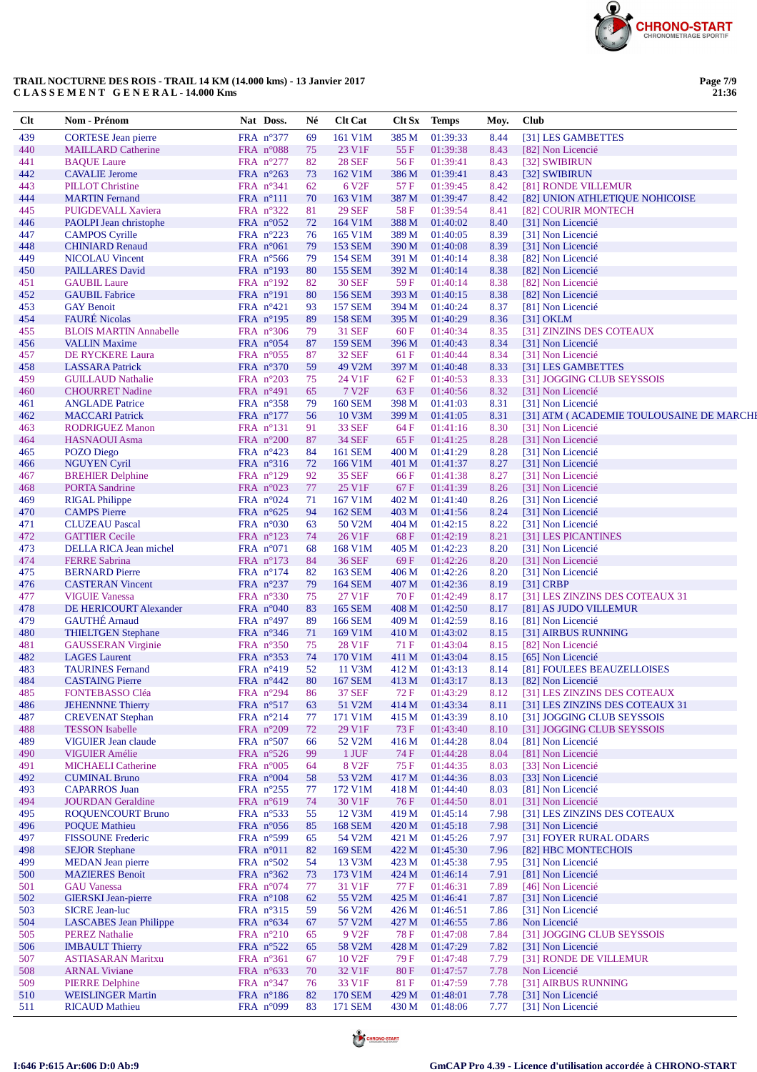TRAIL NOCTURNE DES ROIS - TRAIL 14 KM (14.000 kms) - 13 Janvier 2017
C L A S S E M E N T   G E N E R A L - 14.000 Kms

| Clt | Nom - Prénom | Nat | Doss. | Né | Clt Cat | Clt Sx | Temps | Moy. | Club |
|---|---|---|---|---|---|---|---|---|---|
| 439 | CORTESE Jean pierre | FRA | n°377 | 69 | 161 V1M | 385 M | 01:39:33 | 8.44 | [31] LES GAMBETTES |
| 440 | MAILLARD Catherine | FRA | n°088 | 75 | 23 V1F | 55 F | 01:39:38 | 8.43 | [82] Non Licencié |
| 441 | BAQUE Laure | FRA | n°277 | 82 | 28 SEF | 56 F | 01:39:41 | 8.43 | [32] SWIBIRUN |
| 442 | CAVALIE Jerome | FRA | n°263 | 73 | 162 V1M | 386 M | 01:39:41 | 8.43 | [32] SWIBIRUN |
| 443 | PILLOT Christine | FRA | n°341 | 62 | 6 V2F | 57 F | 01:39:45 | 8.42 | [81] RONDE VILLEMUR |
| 444 | MARTIN Fernand | FRA | n°111 | 70 | 163 V1M | 387 M | 01:39:47 | 8.42 | [82] UNION ATHLETIQUE NOHICOISE |
| 445 | PUIGDEVALL Xaviera | FRA | n°322 | 81 | 29 SEF | 58 F | 01:39:54 | 8.41 | [82] COURIR MONTECH |
| 446 | PAOLPI Jean christophe | FRA | n°052 | 72 | 164 V1M | 388 M | 01:40:02 | 8.40 | [31] Non Licencié |
| 447 | CAMPOS Cyrille | FRA | n°223 | 76 | 165 V1M | 389 M | 01:40:05 | 8.39 | [31] Non Licencié |
| 448 | CHINIARD Renaud | FRA | n°061 | 79 | 153 SEM | 390 M | 01:40:08 | 8.39 | [31] Non Licencié |
| 449 | NICOLAU Vincent | FRA | n°566 | 79 | 154 SEM | 391 M | 01:40:14 | 8.38 | [82] Non Licencié |
| 450 | PAILLARES David | FRA | n°193 | 80 | 155 SEM | 392 M | 01:40:14 | 8.38 | [82] Non Licencié |
| 451 | GAUBIL Laure | FRA | n°192 | 82 | 30 SEF | 59 F | 01:40:14 | 8.38 | [82] Non Licencié |
| 452 | GAUBIL Fabrice | FRA | n°191 | 80 | 156 SEM | 393 M | 01:40:15 | 8.38 | [82] Non Licencié |
| 453 | GAY Benoit | FRA | n°421 | 93 | 157 SEM | 394 M | 01:40:24 | 8.37 | [81] Non Licencié |
| 454 | FAURÉ Nicolas | FRA | n°195 | 89 | 158 SEM | 395 M | 01:40:29 | 8.36 | [31] OKLM |
| 455 | BLOIS MARTIN Annabelle | FRA | n°306 | 79 | 31 SEF | 60 F | 01:40:34 | 8.35 | [31] ZINZINS DES COTEAUX |
| 456 | VALLIN Maxime | FRA | n°054 | 87 | 159 SEM | 396 M | 01:40:43 | 8.34 | [31] Non Licencié |
| 457 | DE RYCKERE Laura | FRA | n°055 | 87 | 32 SEF | 61 F | 01:40:44 | 8.34 | [31] Non Licencié |
| 458 | LASSARA Patrick | FRA | n°370 | 59 | 49 V2M | 397 M | 01:40:48 | 8.33 | [31] LES GAMBETTES |
| 459 | GUILLAUD Nathalie | FRA | n°203 | 75 | 24 V1F | 62 F | 01:40:53 | 8.33 | [31] JOGGING CLUB SEYSSOIS |
| 460 | CHOURRET Nadine | FRA | n°491 | 65 | 7 V2F | 63 F | 01:40:56 | 8.32 | [31] Non Licencié |
| 461 | ANGLADE Patrice | FRA | n°358 | 79 | 160 SEM | 398 M | 01:41:03 | 8.31 | [31] Non Licencié |
| 462 | MACCARI Patrick | FRA | n°177 | 56 | 10 V3M | 399 M | 01:41:05 | 8.31 | [31] ATM ( ACADEMIE TOULOUSAINE DE MARCHE |
| 463 | RODRIGUEZ Manon | FRA | n°131 | 91 | 33 SEF | 64 F | 01:41:16 | 8.30 | [31] Non Licencié |
| 464 | HASNAOUI Asma | FRA | n°200 | 87 | 34 SEF | 65 F | 01:41:25 | 8.28 | [31] Non Licencié |
| 465 | POZO Diego | FRA | n°423 | 84 | 161 SEM | 400 M | 01:41:29 | 8.28 | [31] Non Licencié |
| 466 | NGUYEN Cyril | FRA | n°316 | 72 | 166 V1M | 401 M | 01:41:37 | 8.27 | [31] Non Licencié |
| 467 | BREHIER Delphine | FRA | n°129 | 92 | 35 SEF | 66 F | 01:41:38 | 8.27 | [31] Non Licencié |
| 468 | PORTA Sandrine | FRA | n°023 | 77 | 25 V1F | 67 F | 01:41:39 | 8.26 | [31] Non Licencié |
| 469 | RIGAL Philippe | FRA | n°024 | 71 | 167 V1M | 402 M | 01:41:40 | 8.26 | [31] Non Licencié |
| 470 | CAMPS Pierre | FRA | n°625 | 94 | 162 SEM | 403 M | 01:41:56 | 8.24 | [31] Non Licencié |
| 471 | CLUZEAU Pascal | FRA | n°030 | 63 | 50 V2M | 404 M | 01:42:15 | 8.22 | [31] Non Licencié |
| 472 | GATTIER Cecile | FRA | n°123 | 74 | 26 V1F | 68 F | 01:42:19 | 8.21 | [31] LES PICANTINES |
| 473 | DELLA RICA Jean michel | FRA | n°071 | 68 | 168 V1M | 405 M | 01:42:23 | 8.20 | [31] Non Licencié |
| 474 | FERRE Sabrina | FRA | n°173 | 84 | 36 SEF | 69 F | 01:42:26 | 8.20 | [31] Non Licencié |
| 475 | BERNARD Pierre | FRA | n°174 | 82 | 163 SEM | 406 M | 01:42:26 | 8.20 | [31] Non Licencié |
| 476 | CASTERAN Vincent | FRA | n°237 | 79 | 164 SEM | 407 M | 01:42:36 | 8.19 | [31] CRBP |
| 477 | VIGUIE Vanessa | FRA | n°330 | 75 | 27 V1F | 70 F | 01:42:49 | 8.17 | [31] LES ZINZINS DES COTEAUX 31 |
| 478 | DE HERICOURT Alexander | FRA | n°040 | 83 | 165 SEM | 408 M | 01:42:50 | 8.17 | [81] AS JUDO VILLEMUR |
| 479 | GAUTHÉ Arnaud | FRA | n°497 | 89 | 166 SEM | 409 M | 01:42:59 | 8.16 | [81] Non Licencié |
| 480 | THIELTGEN Stephane | FRA | n°346 | 71 | 169 V1M | 410 M | 01:43:02 | 8.15 | [31] AIRBUS RUNNING |
| 481 | GAUSSERAN Virginie | FRA | n°350 | 75 | 28 V1F | 71 F | 01:43:04 | 8.15 | [82] Non Licencié |
| 482 | LAGES Laurent | FRA | n°353 | 74 | 170 V1M | 411 M | 01:43:04 | 8.15 | [65] Non Licencié |
| 483 | TAURINES Fernand | FRA | n°419 | 52 | 11 V3M | 412 M | 01:43:13 | 8.14 | [81] FOULEES BEAUZELLOISES |
| 484 | CASTAING Pierre | FRA | n°442 | 80 | 167 SEM | 413 M | 01:43:17 | 8.13 | [82] Non Licencié |
| 485 | FONTEBASSO Cléa | FRA | n°294 | 86 | 37 SEF | 72 F | 01:43:29 | 8.12 | [31] LES ZINZINS DES COTEAUX |
| 486 | JEHENNE Thierry | FRA | n°517 | 63 | 51 V2M | 414 M | 01:43:34 | 8.11 | [31] LES ZINZINS DES COTEAUX 31 |
| 487 | CREVENAT Stephan | FRA | n°214 | 77 | 171 V1M | 415 M | 01:43:39 | 8.10 | [31] JOGGING CLUB SEYSSOIS |
| 488 | TESSON Isabelle | FRA | n°209 | 72 | 29 V1F | 73 F | 01:43:40 | 8.10 | [31] JOGGING CLUB SEYSSOIS |
| 489 | VIGUIER Jean claude | FRA | n°507 | 66 | 52 V2M | 416 M | 01:44:28 | 8.04 | [81] Non Licencié |
| 490 | VIGUIER Amélie | FRA | n°526 | 99 | 1 JUF | 74 F | 01:44:28 | 8.04 | [81] Non Licencié |
| 491 | MICHAELI Catherine | FRA | n°005 | 64 | 8 V2F | 75 F | 01:44:35 | 8.03 | [33] Non Licencié |
| 492 | CUMINAL Bruno | FRA | n°004 | 58 | 53 V2M | 417 M | 01:44:36 | 8.03 | [33] Non Licencié |
| 493 | CAPARROS Juan | FRA | n°255 | 77 | 172 V1M | 418 M | 01:44:40 | 8.03 | [81] Non Licencié |
| 494 | JOURDAN Geraldine | FRA | n°619 | 74 | 30 V1F | 76 F | 01:44:50 | 8.01 | [31] Non Licencié |
| 495 | ROQUENCOURT Bruno | FRA | n°533 | 55 | 12 V3M | 419 M | 01:45:14 | 7.98 | [31] LES ZINZINS DES COTEAUX |
| 496 | POQUE Mathieu | FRA | n°056 | 85 | 168 SEM | 420 M | 01:45:18 | 7.98 | [31] Non Licencié |
| 497 | FISSOUNE Frederic | FRA | n°599 | 65 | 54 V2M | 421 M | 01:45:26 | 7.97 | [31] FOYER RURAL ODARS |
| 498 | SEJOR Stephane | FRA | n°011 | 82 | 169 SEM | 422 M | 01:45:30 | 7.96 | [82] HBC MONTECHOIS |
| 499 | MEDAN Jean pierre | FRA | n°502 | 54 | 13 V3M | 423 M | 01:45:38 | 7.95 | [31] Non Licencié |
| 500 | MAZIERES Benoit | FRA | n°362 | 73 | 173 V1M | 424 M | 01:46:14 | 7.91 | [81] Non Licencié |
| 501 | GAU Vanessa | FRA | n°074 | 77 | 31 V1F | 77 F | 01:46:31 | 7.89 | [46] Non Licencié |
| 502 | GIERSKI Jean-pierre | FRA | n°108 | 62 | 55 V2M | 425 M | 01:46:41 | 7.87 | [31] Non Licencié |
| 503 | SICRE Jean-luc | FRA | n°315 | 59 | 56 V2M | 426 M | 01:46:51 | 7.86 | [31] Non Licencié |
| 504 | LASCABES Jean Philippe | FRA | n°634 | 67 | 57 V2M | 427 M | 01:46:55 | 7.86 | Non Licencié |
| 505 | PEREZ Nathalie | FRA | n°210 | 65 | 9 V2F | 78 F | 01:47:08 | 7.84 | [31] JOGGING CLUB SEYSSOIS |
| 506 | IMBAULT Thierry | FRA | n°522 | 65 | 58 V2M | 428 M | 01:47:29 | 7.82 | [31] Non Licencié |
| 507 | ASTIASARAN Maritxu | FRA | n°361 | 67 | 10 V2F | 79 F | 01:47:48 | 7.79 | [31] RONDE DE VILLEMUR |
| 508 | ARNAL Viviane | FRA | n°633 | 70 | 32 V1F | 80 F | 01:47:57 | 7.78 | Non Licencié |
| 509 | PIERRE Delphine | FRA | n°347 | 76 | 33 V1F | 81 F | 01:47:59 | 7.78 | [31] AIRBUS RUNNING |
| 510 | WEISLINGER Martin | FRA | n°186 | 82 | 170 SEM | 429 M | 01:48:01 | 7.78 | [31] Non Licencié |
| 511 | RICAUD Mathieu | FRA | n°099 | 83 | 171 SEM | 430 M | 01:48:06 | 7.77 | [31] Non Licencié |

I:646 P:615 Ar:606 D:0 Ab:9

GmCAP Pro 4.39 - Licence d'utilisation accordée à CHRONO-START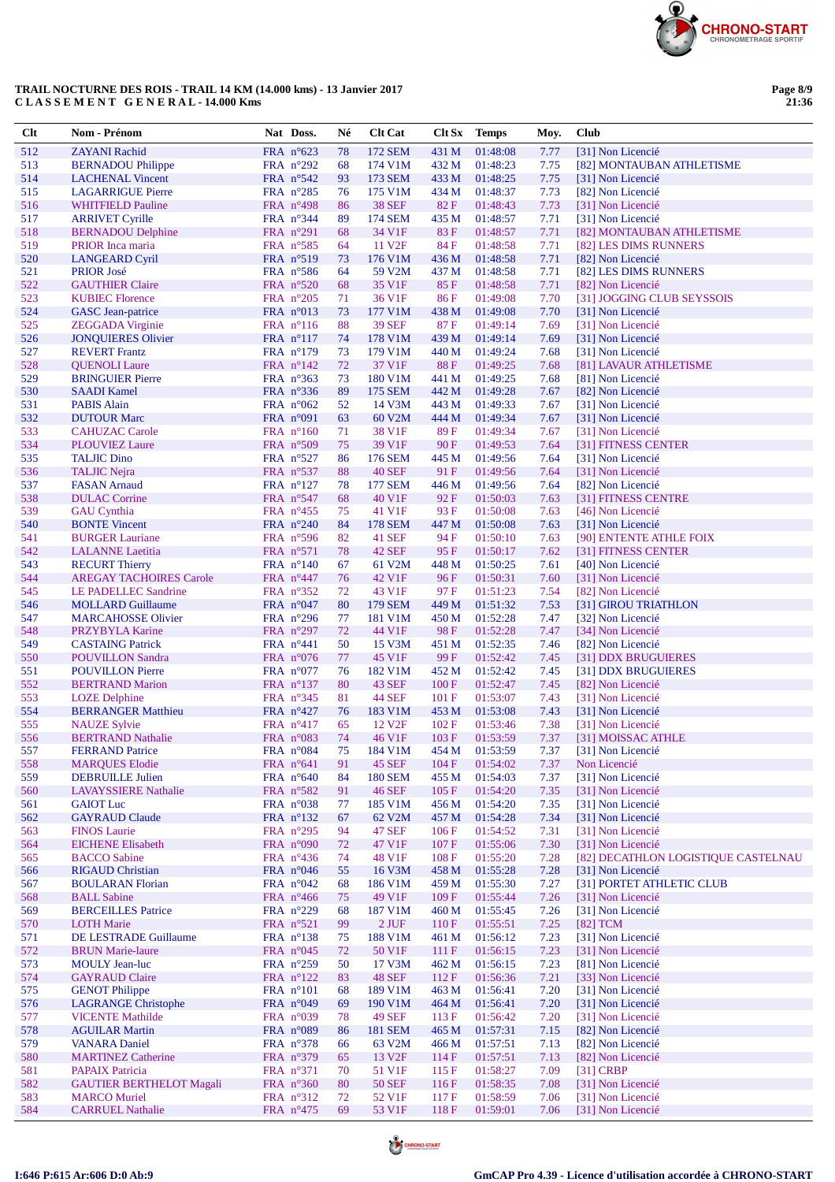**TRAIL NOCTURNE DES ROIS - TRAIL 14 KM (14.000 kms) - 13 Janvier 2017**
**CLASSEMENT GENERAL - 14.000 Kms**

| Clt | Nom - Prénom | Nat | Doss. | Né | Clt Cat | Clt Sx | Temps | Moy. | Club |
|---|---|---|---|---|---|---|---|---|---|
| 512 | ZAYANI Rachid | FRA | n°623 | 78 | 172 SEM | 431 M | 01:48:08 | 7.77 | [31] Non Licencié |
| 513 | BERNADOU Philippe | FRA | n°292 | 68 | 174 V1M | 432 M | 01:48:23 | 7.75 | [82] MONTAUBAN ATHLETISME |
| 514 | LACHENAL Vincent | FRA | n°542 | 93 | 173 SEM | 433 M | 01:48:25 | 7.75 | [31] Non Licencié |
| 515 | LAGARRIGUE Pierre | FRA | n°285 | 76 | 175 V1M | 434 M | 01:48:37 | 7.73 | [82] Non Licencié |
| 516 | WHITFIELD Pauline | FRA | n°498 | 86 | 38 SEF | 82 F | 01:48:43 | 7.73 | [31] Non Licencié |
| 517 | ARRIVET Cyrille | FRA | n°344 | 89 | 174 SEM | 435 M | 01:48:57 | 7.71 | [31] Non Licencié |
| 518 | BERNADOU Delphine | FRA | n°291 | 68 | 34 V1F | 83 F | 01:48:57 | 7.71 | [82] MONTAUBAN ATHLETISME |
| 519 | PRIOR Inca maria | FRA | n°585 | 64 | 11 V2F | 84 F | 01:48:58 | 7.71 | [82] LES DIMS RUNNERS |
| 520 | LANGEARD Cyril | FRA | n°519 | 73 | 176 V1M | 436 M | 01:48:58 | 7.71 | [82] Non Licencié |
| 521 | PRIOR José | FRA | n°586 | 64 | 59 V2M | 437 M | 01:48:58 | 7.71 | [82] LES DIMS RUNNERS |
| 522 | GAUTHIER Claire | FRA | n°520 | 68 | 35 V1F | 85 F | 01:48:58 | 7.71 | [82] Non Licencié |
| 523 | KUBIEC Florence | FRA | n°205 | 71 | 36 V1F | 86 F | 01:49:08 | 7.70 | [31] JOGGING CLUB SEYSSOIS |
| 524 | GASC Jean-patrice | FRA | n°013 | 73 | 177 V1M | 438 M | 01:49:08 | 7.70 | [31] Non Licencié |
| 525 | ZEGGADA Virginie | FRA | n°116 | 88 | 39 SEF | 87 F | 01:49:14 | 7.69 | [31] Non Licencié |
| 526 | JONQUIERES Olivier | FRA | n°117 | 74 | 178 V1M | 439 M | 01:49:14 | 7.69 | [31] Non Licencié |
| 527 | REVERT Frantz | FRA | n°179 | 73 | 179 V1M | 440 M | 01:49:24 | 7.68 | [31] Non Licencié |
| 528 | QUENOLI Laure | FRA | n°142 | 72 | 37 V1F | 88 F | 01:49:25 | 7.68 | [81] LAVAUR ATHLETISME |
| 529 | BRINGUIER Pierre | FRA | n°363 | 73 | 180 V1M | 441 M | 01:49:25 | 7.68 | [81] Non Licencié |
| 530 | SAADI Kamel | FRA | n°336 | 89 | 175 SEM | 442 M | 01:49:28 | 7.67 | [82] Non Licencié |
| 531 | PABIS Alain | FRA | n°062 | 52 | 14 V3M | 443 M | 01:49:33 | 7.67 | [31] Non Licencié |
| 532 | DUTOUR Marc | FRA | n°091 | 63 | 60 V2M | 444 M | 01:49:34 | 7.67 | [31] Non Licencié |
| 533 | CAHUZAC Carole | FRA | n°160 | 71 | 38 V1F | 89 F | 01:49:34 | 7.67 | [31] Non Licencié |
| 534 | PLOUVIEZ Laure | FRA | n°509 | 75 | 39 V1F | 90 F | 01:49:53 | 7.64 | [31] FITNESS CENTER |
| 535 | TALJIC Dino | FRA | n°527 | 86 | 176 SEM | 445 M | 01:49:56 | 7.64 | [31] Non Licencié |
| 536 | TALJIC Nejra | FRA | n°537 | 88 | 40 SEF | 91 F | 01:49:56 | 7.64 | [31] Non Licencié |
| 537 | FASAN Arnaud | FRA | n°127 | 78 | 177 SEM | 446 M | 01:49:56 | 7.64 | [82] Non Licencié |
| 538 | DULAC Corrine | FRA | n°547 | 68 | 40 V1F | 92 F | 01:50:03 | 7.63 | [31] FITNESS CENTRE |
| 539 | GAU Cynthia | FRA | n°455 | 75 | 41 V1F | 93 F | 01:50:08 | 7.63 | [46] Non Licencié |
| 540 | BONTE Vincent | FRA | n°240 | 84 | 178 SEM | 447 M | 01:50:08 | 7.63 | [31] Non Licencié |
| 541 | BURGER Lauriane | FRA | n°596 | 82 | 41 SEF | 94 F | 01:50:10 | 7.63 | [90] ENTENTE ATHLE FOIX |
| 542 | LALANNE Laetitia | FRA | n°571 | 78 | 42 SEF | 95 F | 01:50:17 | 7.62 | [31] FITNESS CENTER |
| 543 | RECURT Thierry | FRA | n°140 | 67 | 61 V2M | 448 M | 01:50:25 | 7.61 | [40] Non Licencié |
| 544 | AREGAY TACHOIRES Carole | FRA | n°447 | 76 | 42 V1F | 96 F | 01:50:31 | 7.60 | [31] Non Licencié |
| 545 | LE PADELLEC Sandrine | FRA | n°352 | 72 | 43 V1F | 97 F | 01:51:23 | 7.54 | [82] Non Licencié |
| 546 | MOLLARD Guillaume | FRA | n°047 | 80 | 179 SEM | 449 M | 01:51:32 | 7.53 | [31] GIROU TRIATHLON |
| 547 | MARCAHOSSE Olivier | FRA | n°296 | 77 | 181 V1M | 450 M | 01:52:28 | 7.47 | [32] Non Licencié |
| 548 | PRZYBYLA Karine | FRA | n°297 | 72 | 44 V1F | 98 F | 01:52:28 | 7.47 | [34] Non Licencié |
| 549 | CASTAING Patrick | FRA | n°441 | 50 | 15 V3M | 451 M | 01:52:35 | 7.46 | [82] Non Licencié |
| 550 | POUVILLON Sandra | FRA | n°076 | 77 | 45 V1F | 99 F | 01:52:42 | 7.45 | [31] DDX BRUGUIERES |
| 551 | POUVILLON Pierre | FRA | n°077 | 76 | 182 V1M | 452 M | 01:52:42 | 7.45 | [31] DDX BRUGUIERES |
| 552 | BERTRAND Marion | FRA | n°137 | 80 | 43 SEF | 100 F | 01:52:47 | 7.45 | [82] Non Licencié |
| 553 | LOZE Delphine | FRA | n°345 | 81 | 44 SEF | 101 F | 01:53:07 | 7.43 | [31] Non Licencié |
| 554 | BERGERMANN Matthieu | FRA | n°427 | 76 | 183 V1M | 453 M | 01:53:08 | 7.43 | [31] Non Licencié |
| 555 | NAUZE Sylvie | FRA | n°417 | 65 | 12 V2F | 102 F | 01:53:46 | 7.38 | [31] Non Licencié |
| 556 | BERTRAND Nathalie | FRA | n°083 | 74 | 46 V1F | 103 F | 01:53:59 | 7.37 | [31] MOISSAC ATHLE |
| 557 | FERRAND Patrice | FRA | n°084 | 75 | 184 V1M | 454 M | 01:53:59 | 7.37 | [31] Non Licencié |
| 558 | MARQUES Elodie | FRA | n°641 | 91 | 45 SEF | 104 F | 01:54:02 | 7.37 | Non Licencié |
| 559 | DEBRUILLE Julien | FRA | n°640 | 84 | 180 SEM | 455 M | 01:54:03 | 7.37 | [31] Non Licencié |
| 560 | LAVAYSSIERE Nathalie | FRA | n°582 | 91 | 46 SEF | 105 F | 01:54:20 | 7.35 | [31] Non Licencié |
| 561 | GAIOT Luc | FRA | n°038 | 77 | 185 V1M | 456 M | 01:54:20 | 7.35 | [31] Non Licencié |
| 562 | GAYRAUD Claude | FRA | n°132 | 67 | 62 V2M | 457 M | 01:54:28 | 7.34 | [31] Non Licencié |
| 563 | FINOS Laurie | FRA | n°295 | 94 | 47 SEF | 106 F | 01:54:52 | 7.31 | [31] Non Licencié |
| 564 | EICHENE Elisabeth | FRA | n°090 | 72 | 47 V1F | 107 F | 01:55:06 | 7.30 | [31] Non Licencié |
| 565 | BACCO Sabine | FRA | n°436 | 74 | 48 V1F | 108 F | 01:55:20 | 7.28 | [82] DECATHLON LOGISTIQUE CASTELNAU |
| 566 | RIGAUD Christian | FRA | n°046 | 55 | 16 V3M | 458 M | 01:55:28 | 7.28 | [31] Non Licencié |
| 567 | BOULARAN Florian | FRA | n°042 | 68 | 186 V1M | 459 M | 01:55:30 | 7.27 | [31] PORTET ATHLETIC CLUB |
| 568 | BALL Sabine | FRA | n°466 | 75 | 49 V1F | 109 F | 01:55:44 | 7.26 | [31] Non Licencié |
| 569 | BERCEILLES Patrice | FRA | n°229 | 68 | 187 V1M | 460 M | 01:55:45 | 7.26 | [31] Non Licencié |
| 570 | LOTH Marie | FRA | n°521 | 99 | 2 JUF | 110 F | 01:55:51 | 7.25 | [82] TCM |
| 571 | DE LESTRADE Guillaume | FRA | n°138 | 75 | 188 V1M | 461 M | 01:56:12 | 7.23 | [31] Non Licencié |
| 572 | BRUN Marie-laure | FRA | n°045 | 72 | 50 V1F | 111 F | 01:56:15 | 7.23 | [31] Non Licencié |
| 573 | MOULY Jean-luc | FRA | n°259 | 50 | 17 V3M | 462 M | 01:56:15 | 7.23 | [81] Non Licencié |
| 574 | GAYRAUD Claire | FRA | n°122 | 83 | 48 SEF | 112 F | 01:56:36 | 7.21 | [33] Non Licencié |
| 575 | GENOT Philippe | FRA | n°101 | 68 | 189 V1M | 463 M | 01:56:41 | 7.20 | [31] Non Licencié |
| 576 | LAGRANGE Christophe | FRA | n°049 | 69 | 190 V1M | 464 M | 01:56:41 | 7.20 | [31] Non Licencié |
| 577 | VICENTE Mathilde | FRA | n°039 | 78 | 49 SEF | 113 F | 01:56:42 | 7.20 | [31] Non Licencié |
| 578 | AGUILAR Martin | FRA | n°089 | 86 | 181 SEM | 465 M | 01:57:31 | 7.15 | [82] Non Licencié |
| 579 | VANARA Daniel | FRA | n°378 | 66 | 63 V2M | 466 M | 01:57:51 | 7.13 | [82] Non Licencié |
| 580 | MARTINEZ Catherine | FRA | n°379 | 65 | 13 V2F | 114 F | 01:57:51 | 7.13 | [82] Non Licencié |
| 581 | PAPAIX Patricia | FRA | n°371 | 70 | 51 V1F | 115 F | 01:58:27 | 7.09 | [31] CRBP |
| 582 | GAUTIER BERTHELOT Magali | FRA | n°360 | 80 | 50 SEF | 116 F | 01:58:35 | 7.08 | [31] Non Licencié |
| 583 | MARCO Muriel | FRA | n°312 | 72 | 52 V1F | 117 F | 01:58:59 | 7.06 | [31] Non Licencié |
| 584 | CARRUEL Nathalie | FRA | n°475 | 69 | 53 V1F | 118 F | 01:59:01 | 7.06 | [31] Non Licencié |

I:646 P:615 Ar:606 D:0 Ab:9

GmCAP Pro 4.39 - Licence d'utilisation accordée à CHRONO-START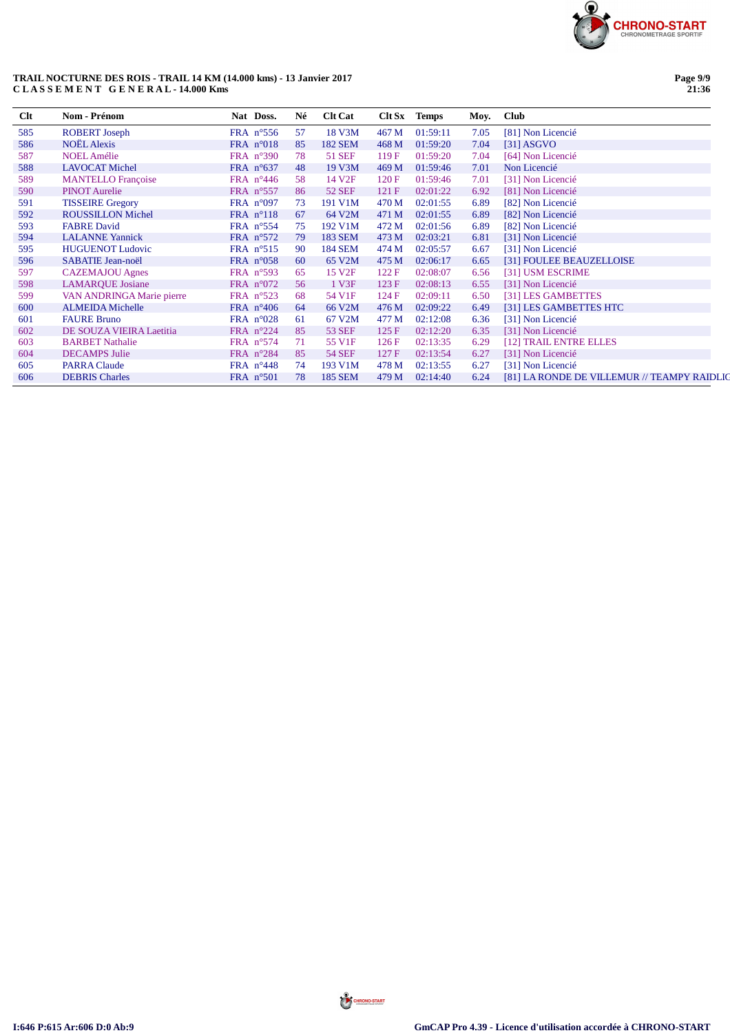**TRAIL NOCTURNE DES ROIS - TRAIL 14 KM (14.000 kms) - 13 Janvier 2017**
**C L A S S E M E N T   G E N E R A L - 14.000 Kms**

| Clt | Nom - Prénom | Nat | Doss. | Né | Clt Cat | Clt Sx | Temps | Moy. | Club |
|---|---|---|---|---|---|---|---|---|---|
| 585 | ROBERT Joseph | FRA | n°556 | 57 | 18 V3M | 467 M | 01:59:11 | 7.05 | [81] Non Licencié |
| 586 | NOËL Alexis | FRA | n°018 | 85 | 182 SEM | 468 M | 01:59:20 | 7.04 | [31] ASGVO |
| 587 | NOEL Amélie | FRA | n°390 | 78 | 51 SEF | 119 F | 01:59:20 | 7.04 | [64] Non Licencié |
| 588 | LAVOCAT Michel | FRA | n°637 | 48 | 19 V3M | 469 M | 01:59:46 | 7.01 | Non Licencié |
| 589 | MANTELLO Françoise | FRA | n°446 | 58 | 14 V2F | 120 F | 01:59:46 | 7.01 | [31] Non Licencié |
| 590 | PINOT Aurelie | FRA | n°557 | 86 | 52 SEF | 121 F | 02:01:22 | 6.92 | [81] Non Licencié |
| 591 | TISSEIRE Gregory | FRA | n°097 | 73 | 191 V1M | 470 M | 02:01:55 | 6.89 | [82] Non Licencié |
| 592 | ROUSSILLON Michel | FRA | n°118 | 67 | 64 V2M | 471 M | 02:01:55 | 6.89 | [82] Non Licencié |
| 593 | FABRE David | FRA | n°554 | 75 | 192 V1M | 472 M | 02:01:56 | 6.89 | [82] Non Licencié |
| 594 | LALANNE Yannick | FRA | n°572 | 79 | 183 SEM | 473 M | 02:03:21 | 6.81 | [31] Non Licencié |
| 595 | HUGUENOT Ludovic | FRA | n°515 | 90 | 184 SEM | 474 M | 02:05:57 | 6.67 | [31] Non Licencié |
| 596 | SABATIE Jean-noël | FRA | n°058 | 60 | 65 V2M | 475 M | 02:06:17 | 6.65 | [31] FOULEE BEAUZELLOISE |
| 597 | CAZEMAJOU Agnes | FRA | n°593 | 65 | 15 V2F | 122 F | 02:08:07 | 6.56 | [31] USM ESCRIME |
| 598 | LAMARQUE Josiane | FRA | n°072 | 56 | 1 V3F | 123 F | 02:08:13 | 6.55 | [31] Non Licencié |
| 599 | VAN ANDRINGA Marie pierre | FRA | n°523 | 68 | 54 V1F | 124 F | 02:09:11 | 6.50 | [31] LES GAMBETTES |
| 600 | ALMEIDA Michelle | FRA | n°406 | 64 | 66 V2M | 476 M | 02:09:22 | 6.49 | [31] LES GAMBETTES HTC |
| 601 | FAURE Bruno | FRA | n°028 | 61 | 67 V2M | 477 M | 02:12:08 | 6.36 | [31] Non Licencié |
| 602 | DE SOUZA VIEIRA Laetitia | FRA | n°224 | 85 | 53 SEF | 125 F | 02:12:20 | 6.35 | [31] Non Licencié |
| 603 | BARBET Nathalie | FRA | n°574 | 71 | 55 V1F | 126 F | 02:13:35 | 6.29 | [12] TRAIL ENTRE ELLES |
| 604 | DECAMPS Julie | FRA | n°284 | 85 | 54 SEF | 127 F | 02:13:54 | 6.27 | [31] Non Licencié |
| 605 | PARRA Claude | FRA | n°448 | 74 | 193 V1M | 478 M | 02:13:55 | 6.27 | [31] Non Licencié |
| 606 | DEBRIS Charles | FRA | n°501 | 78 | 185 SEM | 479 M | 02:14:40 | 6.24 | [81] LA RONDE DE VILLEMUR // TEAMPY RAIDLIC |

I:646 P:615 Ar:606 D:0 Ab:9